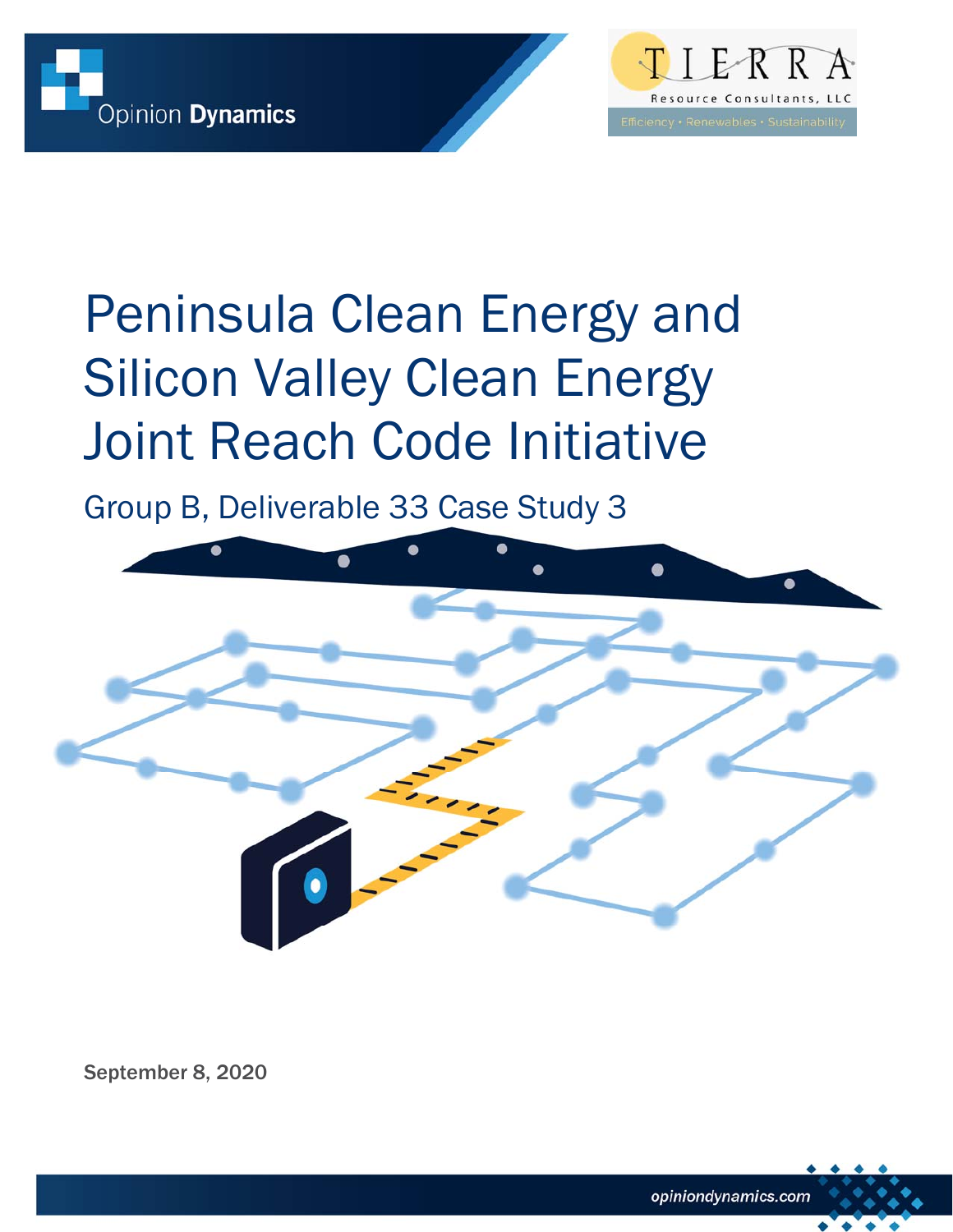Opinion Dynamics

TIERRA Resource Consultants, LLC

Efficiency • Renewables • Sustainability

# Peninsula Clean Energy and Silicon Valley Clean Energy Joint Reach Code Initiative

## Group B, Deliverable 33 Case Study 3

September 8, 2020

opiniondynamics.com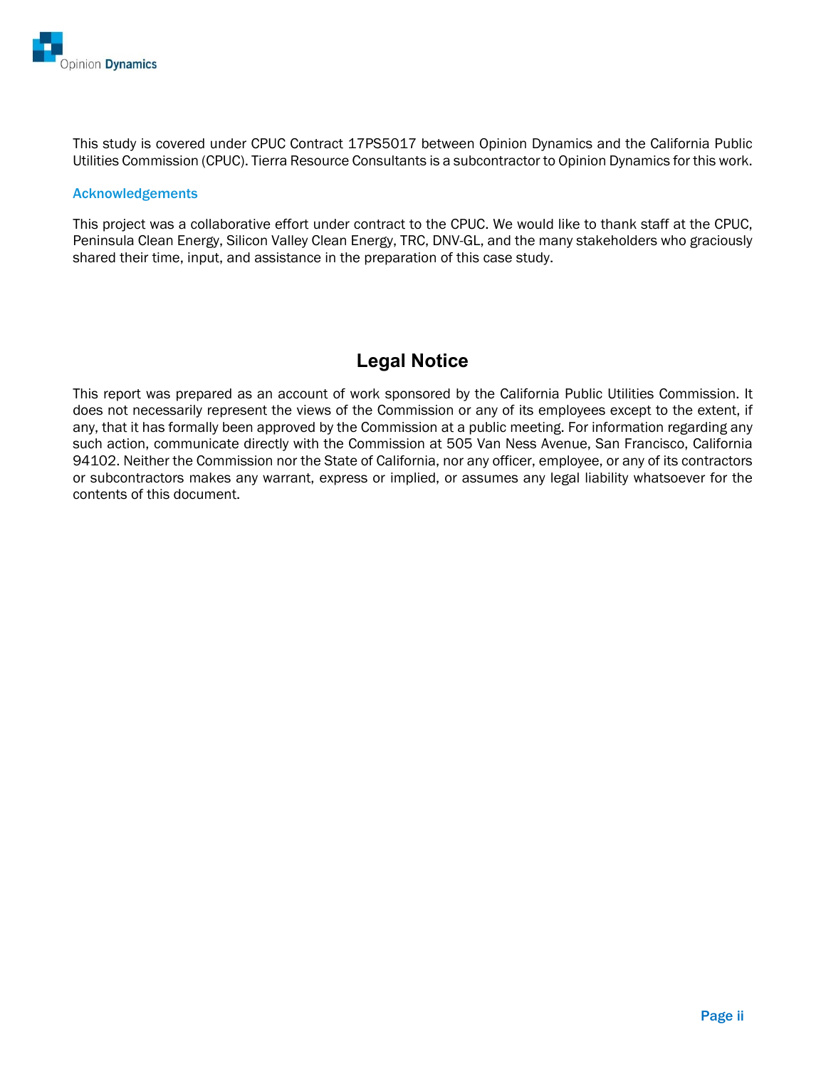This study is covered under CPUC Contract 17PS5017 between Opinion Dynamics and the California Public Utilities Commission (CPUC). Tierra Resource Consultants is a subcontractor to Opinion Dynamics for this work.

### Acknowledgements

This project was a collaborative effort under contract to the CPUC. We would like to thank staff at the CPUC, Peninsula Clean Energy, Silicon Valley Clean Energy, TRC, DNV-GL, and the many stakeholders who graciously shared their time, input, and assistance in the preparation of this case study.

## Legal Notice

This report was prepared as an account of work sponsored by the California Public Utilities Commission. It does not necessarily represent the views of the Commission or any of its employees except to the extent, if any, that it has formally been approved by the Commission at a public meeting. For information regarding any such action, communicate directly with the Commission at 505 Van Ness Avenue, San Francisco, California 94102. Neither the Commission nor the State of California, nor any officer, employee, or any of its contractors or subcontractors makes any warrant, express or implied, or assumes any legal liability whatsoever for the contents of this document.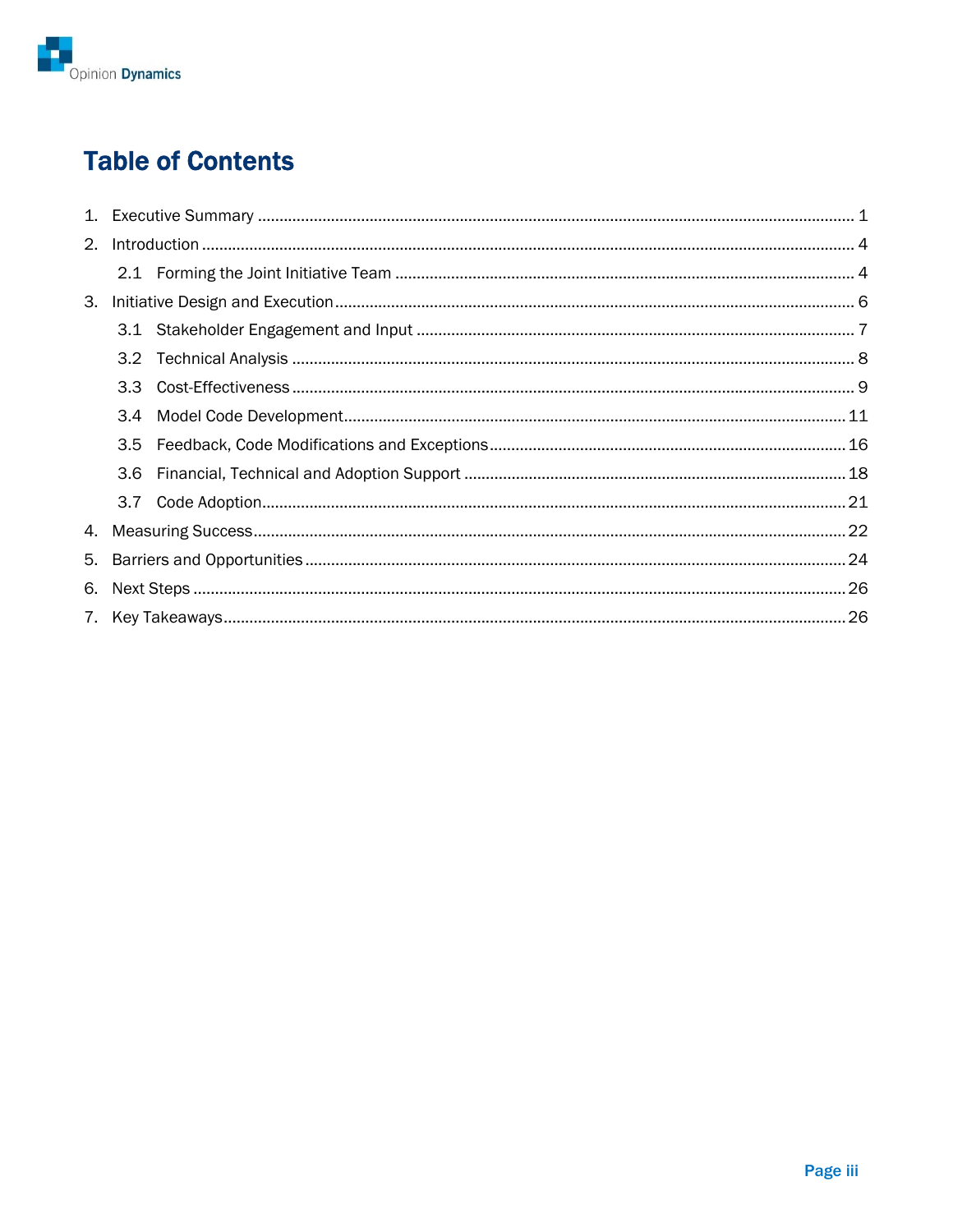# Table of Contents

1. Executive Summary .......... 1
2. Introduction .......... 4
   - 2.1 Forming the Joint Initiative Team .......... 4
3. Initiative Design and Execution .......... 6
   - 3.1 Stakeholder Engagement and Input .......... 7
   - 3.2 Technical Analysis .......... 8
   - 3.3 Cost-Effectiveness .......... 9
   - 3.4 Model Code Development .......... 11
   - 3.5 Feedback, Code Modifications and Exceptions .......... 16
   - 3.6 Financial, Technical and Adoption Support .......... 18
   - 3.7 Code Adoption .......... 21
4. Measuring Success .......... 22
5. Barriers and Opportunities .......... 24
6. Next Steps .......... 26
7. Key Takeaways .......... 26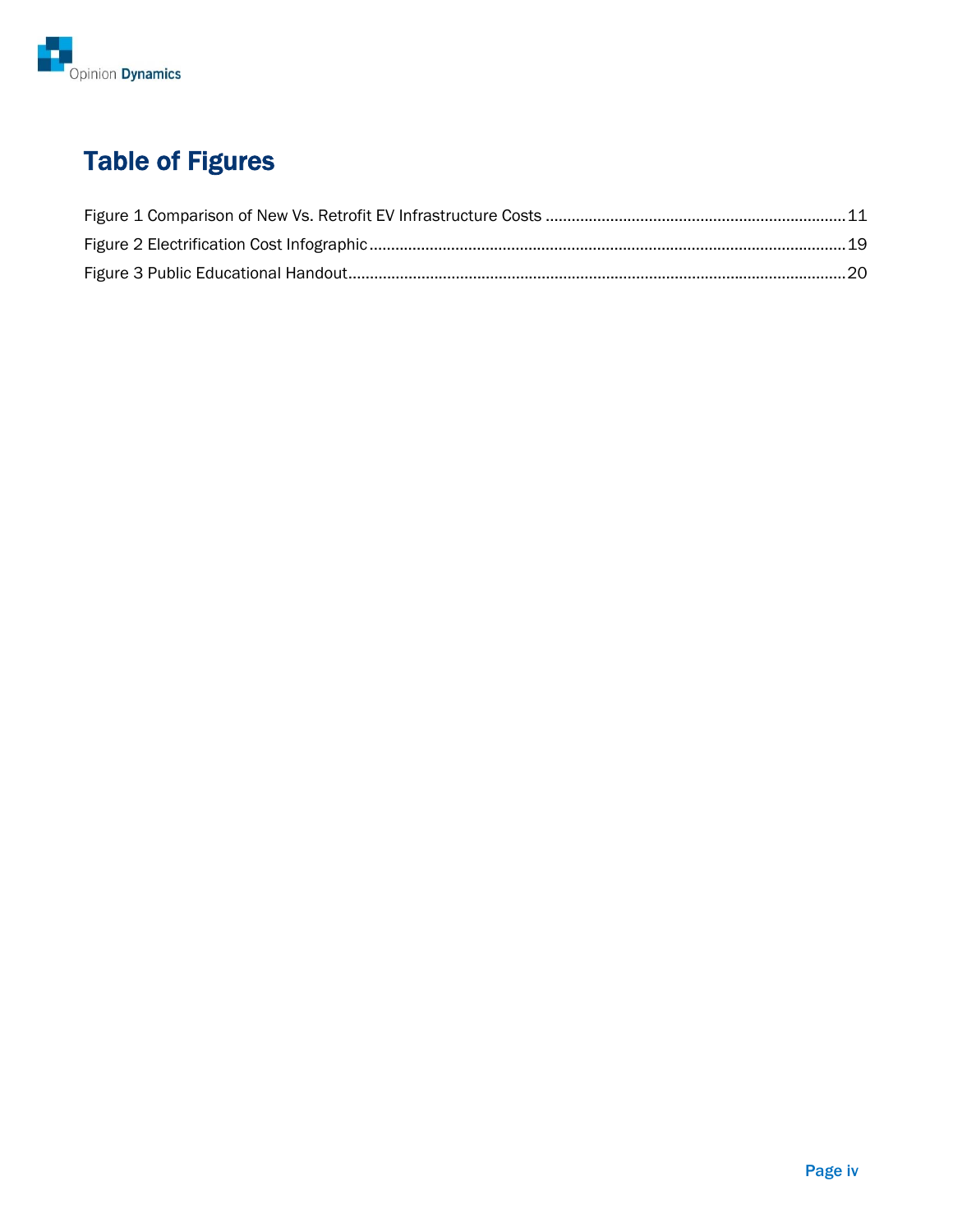# Table of Figures

Figure 1 Comparison of New Vs. Retrofit EV Infrastructure Costs .................................................................... 11

Figure 2 Electrification Cost Infographic ............................................................................................................ 19

Figure 3 Public Educational Handout .................................................................................................................. 20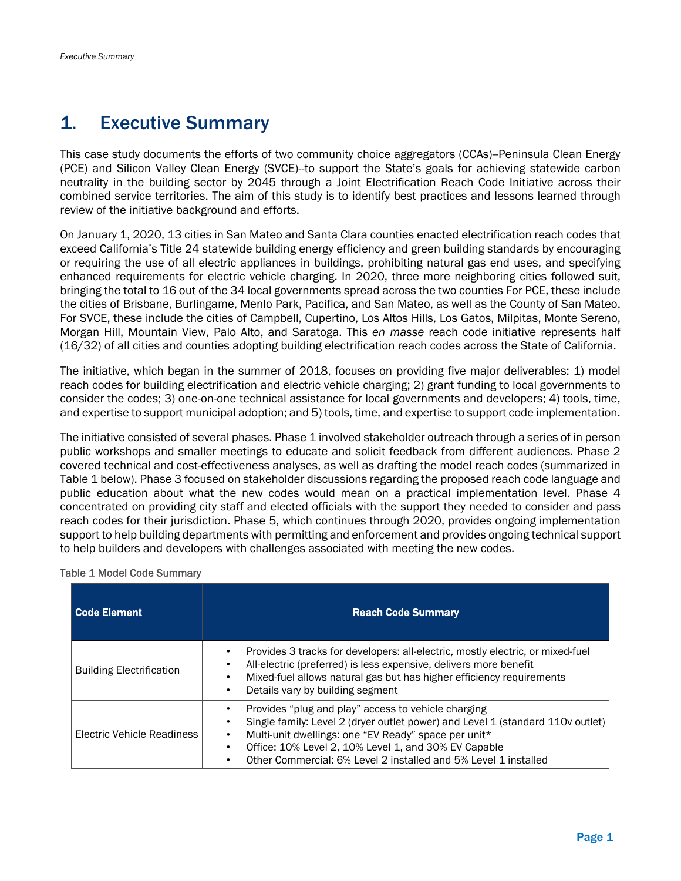# 1. Executive Summary

This case study documents the efforts of two community choice aggregators (CCAs)--Peninsula Clean Energy (PCE) and Silicon Valley Clean Energy (SVCE)--to support the State's goals for achieving statewide carbon neutrality in the building sector by 2045 through a Joint Electrification Reach Code Initiative across their combined service territories. The aim of this study is to identify best practices and lessons learned through review of the initiative background and efforts.

On January 1, 2020, 13 cities in San Mateo and Santa Clara counties enacted electrification reach codes that exceed California's Title 24 statewide building energy efficiency and green building standards by encouraging or requiring the use of all electric appliances in buildings, prohibiting natural gas end uses, and specifying enhanced requirements for electric vehicle charging. In 2020, three more neighboring cities followed suit, bringing the total to 16 out of the 34 local governments spread across the two counties For PCE, these include the cities of Brisbane, Burlingame, Menlo Park, Pacifica, and San Mateo, as well as the County of San Mateo. For SVCE, these include the cities of Campbell, Cupertino, Los Altos Hills, Los Gatos, Milpitas, Monte Sereno, Morgan Hill, Mountain View, Palo Alto, and Saratoga. This *en masse* reach code initiative represents half (16/32) of all cities and counties adopting building electrification reach codes across the State of California.

The initiative, which began in the summer of 2018, focuses on providing five major deliverables: 1) model reach codes for building electrification and electric vehicle charging; 2) grant funding to local governments to consider the codes; 3) one-on-one technical assistance for local governments and developers; 4) tools, time, and expertise to support municipal adoption; and 5) tools, time, and expertise to support code implementation.

The initiative consisted of several phases. Phase 1 involved stakeholder outreach through a series of in person public workshops and smaller meetings to educate and solicit feedback from different audiences. Phase 2 covered technical and cost-effectiveness analyses, as well as drafting the model reach codes (summarized in Table 1 below). Phase 3 focused on stakeholder discussions regarding the proposed reach code language and public education about what the new codes would mean on a practical implementation level. Phase 4 concentrated on providing city staff and elected officials with the support they needed to consider and pass reach codes for their jurisdiction. Phase 5, which continues through 2020, provides ongoing implementation support to help building departments with permitting and enforcement and provides ongoing technical support to help builders and developers with challenges associated with meeting the new codes.

Table 1 Model Code Summary

| Code Element | Reach Code Summary |
|---|---|
| Building Electrification | • Provides 3 tracks for developers: all-electric, mostly electric, or mixed-fuel<br>• All-electric (preferred) is less expensive, delivers more benefit<br>• Mixed-fuel allows natural gas but has higher efficiency requirements<br>• Details vary by building segment |
| Electric Vehicle Readiness | • Provides "plug and play" access to vehicle charging<br>• Single family: Level 2 (dryer outlet power) and Level 1 (standard 110v outlet)<br>• Multi-unit dwellings: one "EV Ready" space per unit*<br>• Office: 10% Level 2, 10% Level 1, and 30% EV Capable<br>• Other Commercial: 6% Level 2 installed and 5% Level 1 installed |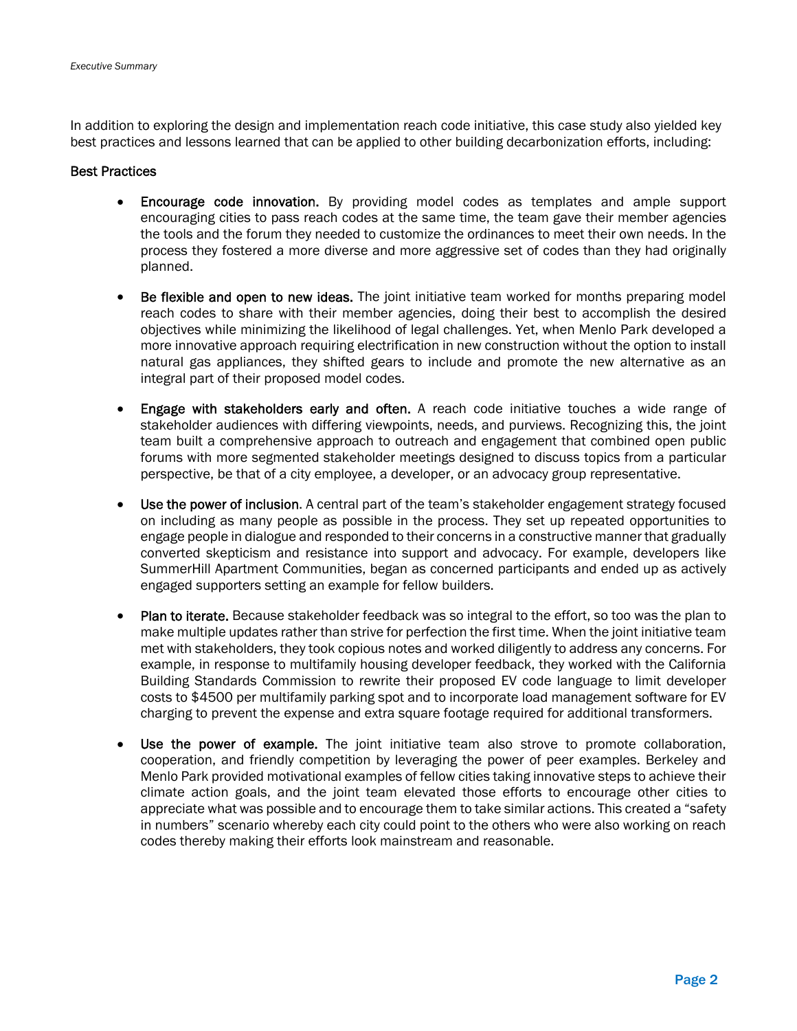In addition to exploring the design and implementation reach code initiative, this case study also yielded key best practices and lessons learned that can be applied to other building decarbonization efforts, including:

### Best Practices

- **Encourage code innovation.** By providing model codes as templates and ample support encouraging cities to pass reach codes at the same time, the team gave their member agencies the tools and the forum they needed to customize the ordinances to meet their own needs. In the process they fostered a more diverse and more aggressive set of codes than they had originally planned.

- **Be flexible and open to new ideas.** The joint initiative team worked for months preparing model reach codes to share with their member agencies, doing their best to accomplish the desired objectives while minimizing the likelihood of legal challenges. Yet, when Menlo Park developed a more innovative approach requiring electrification in new construction without the option to install natural gas appliances, they shifted gears to include and promote the new alternative as an integral part of their proposed model codes.

- **Engage with stakeholders early and often.** A reach code initiative touches a wide range of stakeholder audiences with differing viewpoints, needs, and purviews. Recognizing this, the joint team built a comprehensive approach to outreach and engagement that combined open public forums with more segmented stakeholder meetings designed to discuss topics from a particular perspective, be that of a city employee, a developer, or an advocacy group representative.

- **Use the power of inclusion.** A central part of the team's stakeholder engagement strategy focused on including as many people as possible in the process. They set up repeated opportunities to engage people in dialogue and responded to their concerns in a constructive manner that gradually converted skepticism and resistance into support and advocacy. For example, developers like SummerHill Apartment Communities, began as concerned participants and ended up as actively engaged supporters setting an example for fellow builders.

- **Plan to iterate.** Because stakeholder feedback was so integral to the effort, so too was the plan to make multiple updates rather than strive for perfection the first time. When the joint initiative team met with stakeholders, they took copious notes and worked diligently to address any concerns. For example, in response to multifamily housing developer feedback, they worked with the California Building Standards Commission to rewrite their proposed EV code language to limit developer costs to $4500 per multifamily parking spot and to incorporate load management software for EV charging to prevent the expense and extra square footage required for additional transformers.

- **Use the power of example.** The joint initiative team also strove to promote collaboration, cooperation, and friendly competition by leveraging the power of peer examples. Berkeley and Menlo Park provided motivational examples of fellow cities taking innovative steps to achieve their climate action goals, and the joint team elevated those efforts to encourage other cities to appreciate what was possible and to encourage them to take similar actions. This created a "safety in numbers" scenario whereby each city could point to the others who were also working on reach codes thereby making their efforts look mainstream and reasonable.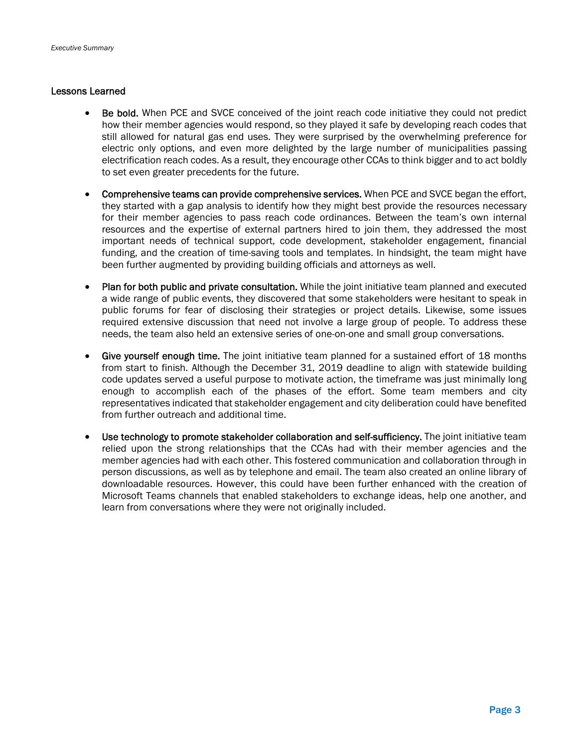## Lessons Learned

- **Be bold.** When PCE and SVCE conceived of the joint reach code initiative they could not predict how their member agencies would respond, so they played it safe by developing reach codes that still allowed for natural gas end uses. They were surprised by the overwhelming preference for electric only options, and even more delighted by the large number of municipalities passing electrification reach codes. As a result, they encourage other CCAs to think bigger and to act boldly to set even greater precedents for the future.

- **Comprehensive teams can provide comprehensive services.** When PCE and SVCE began the effort, they started with a gap analysis to identify how they might best provide the resources necessary for their member agencies to pass reach code ordinances. Between the team's own internal resources and the expertise of external partners hired to join them, they addressed the most important needs of technical support, code development, stakeholder engagement, financial funding, and the creation of time-saving tools and templates. In hindsight, the team might have been further augmented by providing building officials and attorneys as well.

- **Plan for both public and private consultation.** While the joint initiative team planned and executed a wide range of public events, they discovered that some stakeholders were hesitant to speak in public forums for fear of disclosing their strategies or project details. Likewise, some issues required extensive discussion that need not involve a large group of people. To address these needs, the team also held an extensive series of one-on-one and small group conversations.

- **Give yourself enough time.** The joint initiative team planned for a sustained effort of 18 months from start to finish. Although the December 31, 2019 deadline to align with statewide building code updates served a useful purpose to motivate action, the timeframe was just minimally long enough to accomplish each of the phases of the effort. Some team members and city representatives indicated that stakeholder engagement and city deliberation could have benefited from further outreach and additional time.

- **Use technology to promote stakeholder collaboration and self-sufficiency.** The joint initiative team relied upon the strong relationships that the CCAs had with their member agencies and the member agencies had with each other. This fostered communication and collaboration through in person discussions, as well as by telephone and email. The team also created an online library of downloadable resources. However, this could have been further enhanced with the creation of Microsoft Teams channels that enabled stakeholders to exchange ideas, help one another, and learn from conversations where they were not originally included.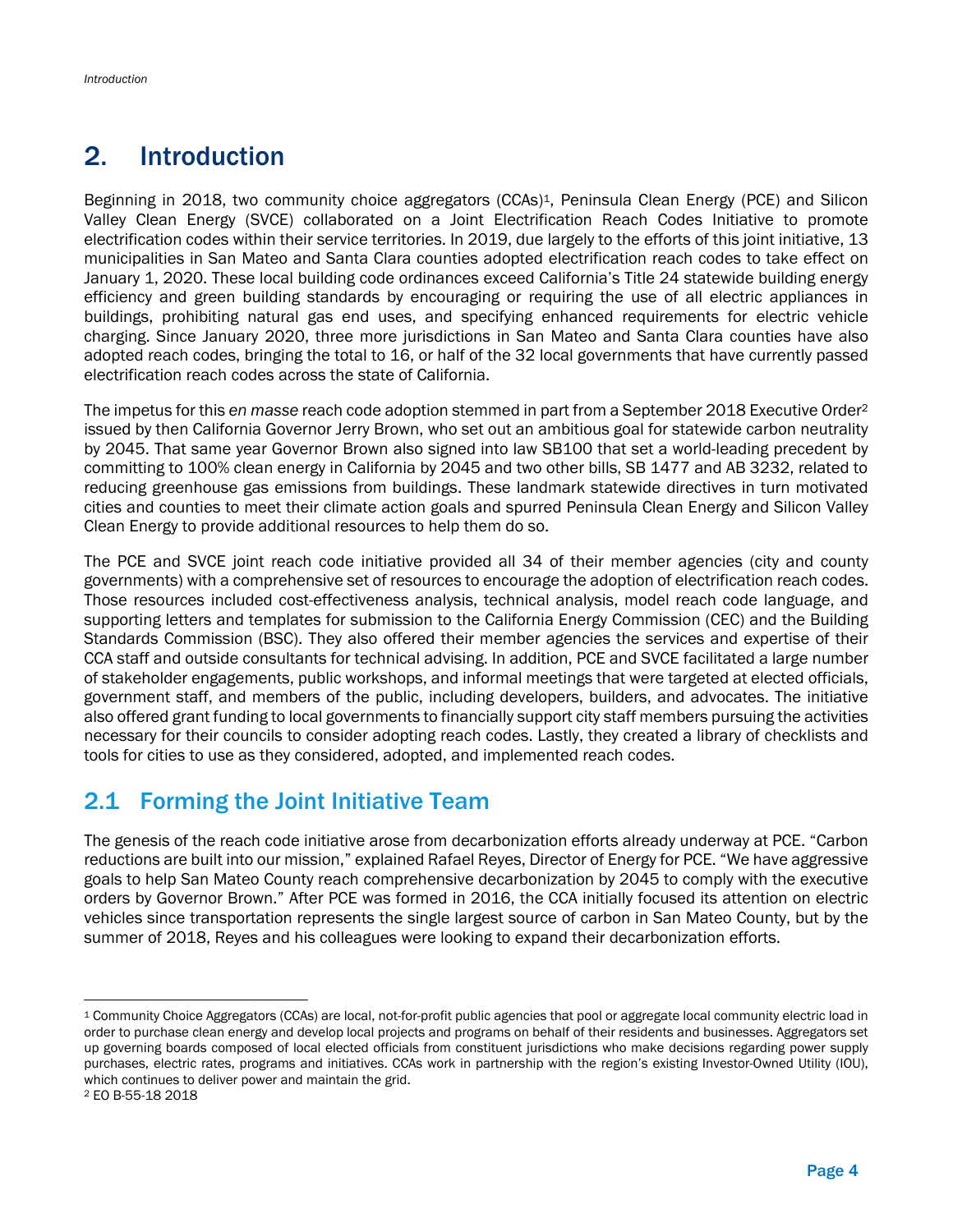# 2. Introduction

Beginning in 2018, two community choice aggregators (CCAs)[1], Peninsula Clean Energy (PCE) and Silicon Valley Clean Energy (SVCE) collaborated on a Joint Electrification Reach Codes Initiative to promote electrification codes within their service territories. In 2019, due largely to the efforts of this joint initiative, 13 municipalities in San Mateo and Santa Clara counties adopted electrification reach codes to take effect on January 1, 2020. These local building code ordinances exceed California's Title 24 statewide building energy efficiency and green building standards by encouraging or requiring the use of all electric appliances in buildings, prohibiting natural gas end uses, and specifying enhanced requirements for electric vehicle charging. Since January 2020, three more jurisdictions in San Mateo and Santa Clara counties have also adopted reach codes, bringing the total to 16, or half of the 32 local governments that have currently passed electrification reach codes across the state of California.

The impetus for this *en masse* reach code adoption stemmed in part from a September 2018 Executive Order[2] issued by then California Governor Jerry Brown, who set out an ambitious goal for statewide carbon neutrality by 2045. That same year Governor Brown also signed into law SB100 that set a world-leading precedent by committing to 100% clean energy in California by 2045 and two other bills, SB 1477 and AB 3232, related to reducing greenhouse gas emissions from buildings. These landmark statewide directives in turn motivated cities and counties to meet their climate action goals and spurred Peninsula Clean Energy and Silicon Valley Clean Energy to provide additional resources to help them do so.

The PCE and SVCE joint reach code initiative provided all 34 of their member agencies (city and county governments) with a comprehensive set of resources to encourage the adoption of electrification reach codes. Those resources included cost-effectiveness analysis, technical analysis, model reach code language, and supporting letters and templates for submission to the California Energy Commission (CEC) and the Building Standards Commission (BSC). They also offered their member agencies the services and expertise of their CCA staff and outside consultants for technical advising. In addition, PCE and SVCE facilitated a large number of stakeholder engagements, public workshops, and informal meetings that were targeted at elected officials, government staff, and members of the public, including developers, builders, and advocates. The initiative also offered grant funding to local governments to financially support city staff members pursuing the activities necessary for their councils to consider adopting reach codes. Lastly, they created a library of checklists and tools for cities to use as they considered, adopted, and implemented reach codes.

## 2.1 Forming the Joint Initiative Team

The genesis of the reach code initiative arose from decarbonization efforts already underway at PCE. "Carbon reductions are built into our mission," explained Rafael Reyes, Director of Energy for PCE. "We have aggressive goals to help San Mateo County reach comprehensive decarbonization by 2045 to comply with the executive orders by Governor Brown." After PCE was formed in 2016, the CCA initially focused its attention on electric vehicles since transportation represents the single largest source of carbon in San Mateo County, but by the summer of 2018, Reyes and his colleagues were looking to expand their decarbonization efforts.

[1] Community Choice Aggregators (CCAs) are local, not-for-profit public agencies that pool or aggregate local community electric load in order to purchase clean energy and develop local projects and programs on behalf of their residents and businesses. Aggregators set up governing boards composed of local elected officials from constituent jurisdictions who make decisions regarding power supply purchases, electric rates, programs and initiatives. CCAs work in partnership with the region's existing Investor-Owned Utility (IOU), which continues to deliver power and maintain the grid.

[2] EO B-55-18 2018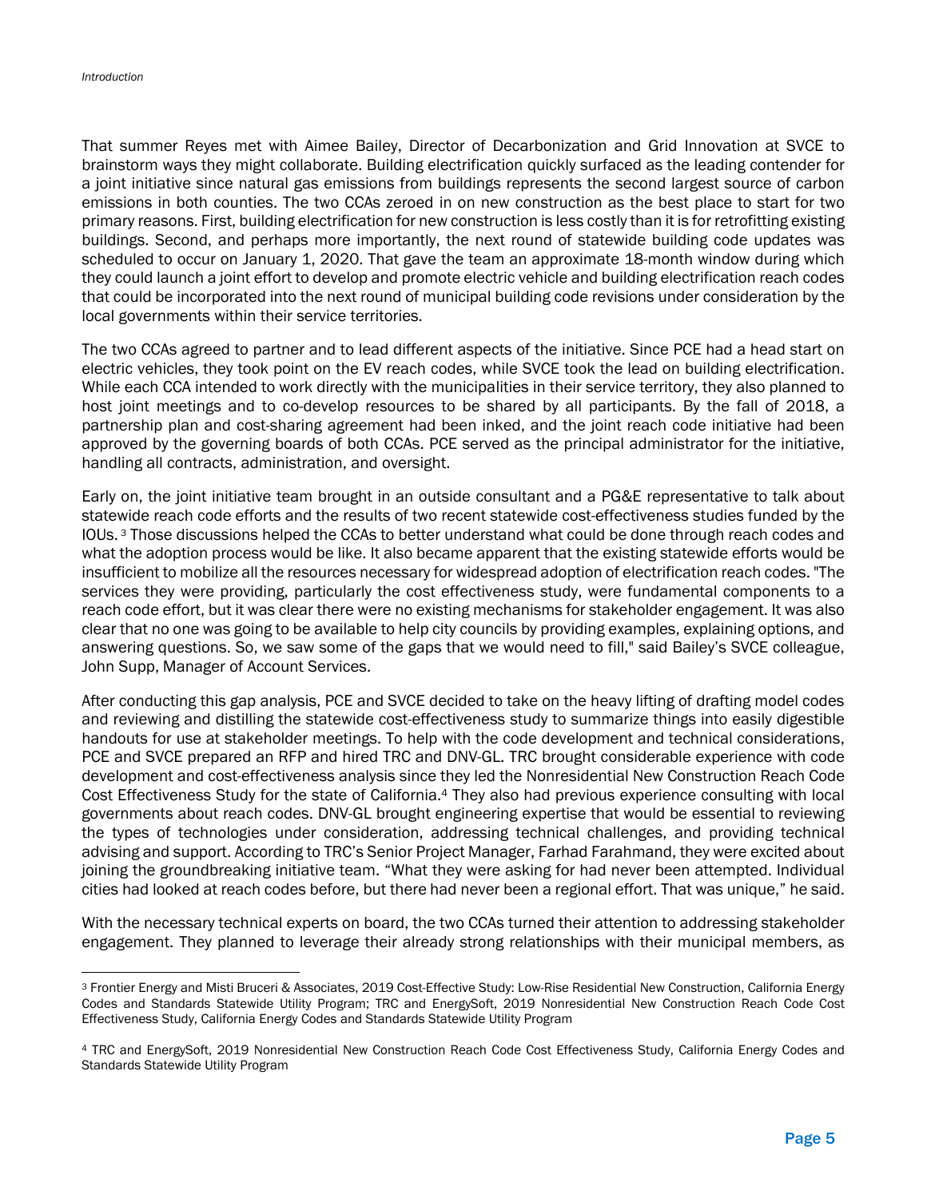That summer Reyes met with Aimee Bailey, Director of Decarbonization and Grid Innovation at SVCE to brainstorm ways they might collaborate. Building electrification quickly surfaced as the leading contender for a joint initiative since natural gas emissions from buildings represents the second largest source of carbon emissions in both counties. The two CCAs zeroed in on new construction as the best place to start for two primary reasons. First, building electrification for new construction is less costly than it is for retrofitting existing buildings. Second, and perhaps more importantly, the next round of statewide building code updates was scheduled to occur on January 1, 2020. That gave the team an approximate 18-month window during which they could launch a joint effort to develop and promote electric vehicle and building electrification reach codes that could be incorporated into the next round of municipal building code revisions under consideration by the local governments within their service territories.

The two CCAs agreed to partner and to lead different aspects of the initiative. Since PCE had a head start on electric vehicles, they took point on the EV reach codes, while SVCE took the lead on building electrification. While each CCA intended to work directly with the municipalities in their service territory, they also planned to host joint meetings and to co-develop resources to be shared by all participants. By the fall of 2018, a partnership plan and cost-sharing agreement had been inked, and the joint reach code initiative had been approved by the governing boards of both CCAs. PCE served as the principal administrator for the initiative, handling all contracts, administration, and oversight.

Early on, the joint initiative team brought in an outside consultant and a PG&E representative to talk about statewide reach code efforts and the results of two recent statewide cost-effectiveness studies funded by the IOUs.[3] Those discussions helped the CCAs to better understand what could be done through reach codes and what the adoption process would be like. It also became apparent that the existing statewide efforts would be insufficient to mobilize all the resources necessary for widespread adoption of electrification reach codes. "The services they were providing, particularly the cost effectiveness study, were fundamental components to a reach code effort, but it was clear there were no existing mechanisms for stakeholder engagement. It was also clear that no one was going to be available to help city councils by providing examples, explaining options, and answering questions. So, we saw some of the gaps that we would need to fill," said Bailey's SVCE colleague, John Supp, Manager of Account Services.

After conducting this gap analysis, PCE and SVCE decided to take on the heavy lifting of drafting model codes and reviewing and distilling the statewide cost-effectiveness study to summarize things into easily digestible handouts for use at stakeholder meetings. To help with the code development and technical considerations, PCE and SVCE prepared an RFP and hired TRC and DNV-GL. TRC brought considerable experience with code development and cost-effectiveness analysis since they led the Nonresidential New Construction Reach Code Cost Effectiveness Study for the state of California.[4] They also had previous experience consulting with local governments about reach codes. DNV-GL brought engineering expertise that would be essential to reviewing the types of technologies under consideration, addressing technical challenges, and providing technical advising and support. According to TRC's Senior Project Manager, Farhad Farahmand, they were excited about joining the groundbreaking initiative team. "What they were asking for had never been attempted. Individual cities had looked at reach codes before, but there had never been a regional effort. That was unique," he said.

With the necessary technical experts on board, the two CCAs turned their attention to addressing stakeholder engagement. They planned to leverage their already strong relationships with their municipal members, as

---

[3] Frontier Energy and Misti Bruceri & Associates, 2019 Cost-Effective Study: Low-Rise Residential New Construction, California Energy Codes and Standards Statewide Utility Program; TRC and EnergySoft, 2019 Nonresidential New Construction Reach Code Cost Effectiveness Study, California Energy Codes and Standards Statewide Utility Program

[4] TRC and EnergySoft, 2019 Nonresidential New Construction Reach Code Cost Effectiveness Study, California Energy Codes and Standards Statewide Utility Program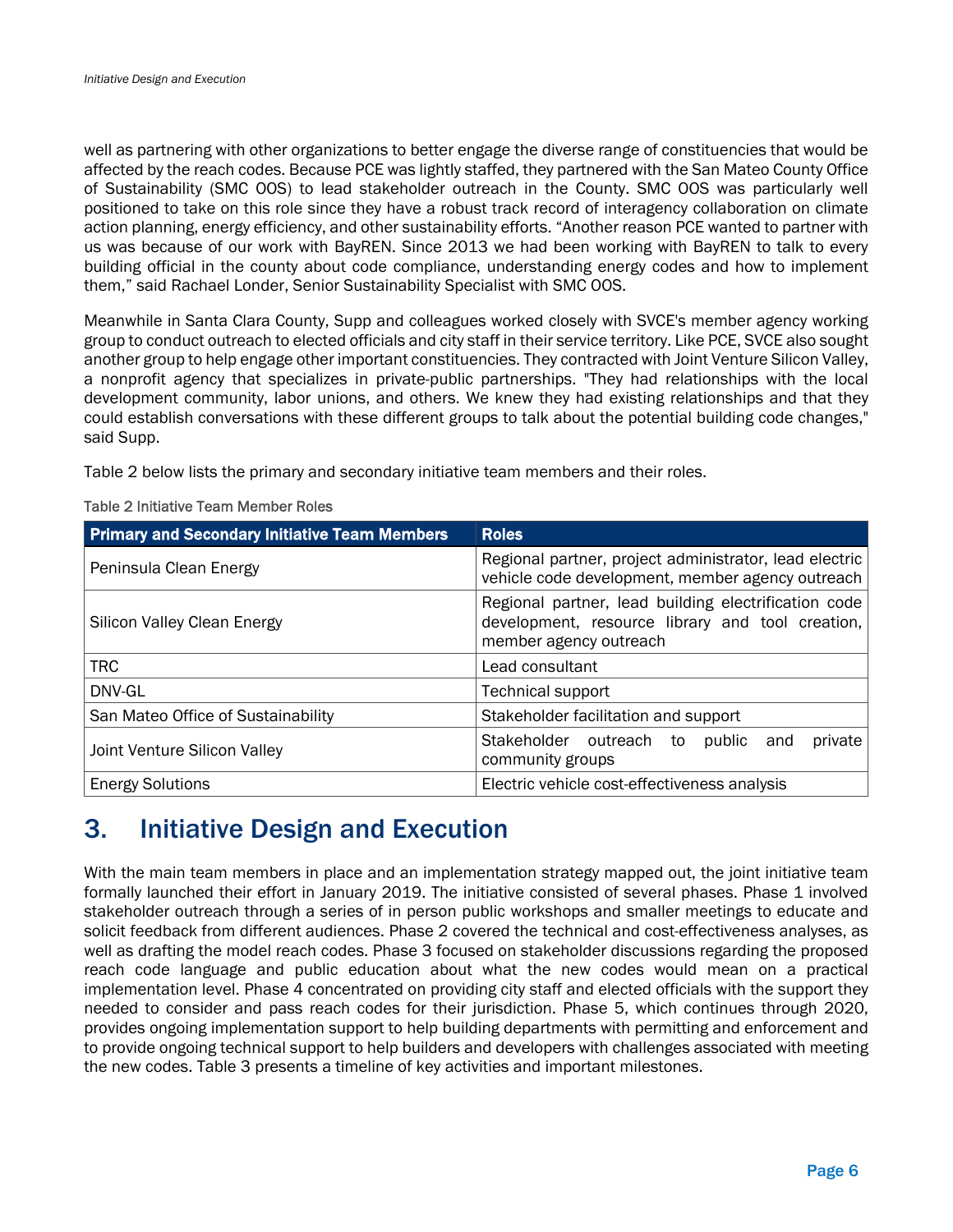well as partnering with other organizations to better engage the diverse range of constituencies that would be affected by the reach codes. Because PCE was lightly staffed, they partnered with the San Mateo County Office of Sustainability (SMC OOS) to lead stakeholder outreach in the County. SMC OOS was particularly well positioned to take on this role since they have a robust track record of interagency collaboration on climate action planning, energy efficiency, and other sustainability efforts. "Another reason PCE wanted to partner with us was because of our work with BayREN. Since 2013 we had been working with BayREN to talk to every building official in the county about code compliance, understanding energy codes and how to implement them," said Rachael Londer, Senior Sustainability Specialist with SMC OOS.

Meanwhile in Santa Clara County, Supp and colleagues worked closely with SVCE's member agency working group to conduct outreach to elected officials and city staff in their service territory. Like PCE, SVCE also sought another group to help engage other important constituencies. They contracted with Joint Venture Silicon Valley, a nonprofit agency that specializes in private-public partnerships. "They had relationships with the local development community, labor unions, and others. We knew they had existing relationships and that they could establish conversations with these different groups to talk about the potential building code changes," said Supp.

Table 2 below lists the primary and secondary initiative team members and their roles.

Table 2 Initiative Team Member Roles

| Primary and Secondary Initiative Team Members | Roles |
| --- | --- |
| Peninsula Clean Energy | Regional partner, project administrator, lead electric vehicle code development, member agency outreach |
| Silicon Valley Clean Energy | Regional partner, lead building electrification code development, resource library and tool creation, member agency outreach |
| TRC | Lead consultant |
| DNV-GL | Technical support |
| San Mateo Office of Sustainability | Stakeholder facilitation and support |
| Joint Venture Silicon Valley | Stakeholder outreach to public and private community groups |
| Energy Solutions | Electric vehicle cost-effectiveness analysis |

# 3. Initiative Design and Execution

With the main team members in place and an implementation strategy mapped out, the joint initiative team formally launched their effort in January 2019. The initiative consisted of several phases. Phase 1 involved stakeholder outreach through a series of in person public workshops and smaller meetings to educate and solicit feedback from different audiences. Phase 2 covered the technical and cost-effectiveness analyses, as well as drafting the model reach codes. Phase 3 focused on stakeholder discussions regarding the proposed reach code language and public education about what the new codes would mean on a practical implementation level. Phase 4 concentrated on providing city staff and elected officials with the support they needed to consider and pass reach codes for their jurisdiction. Phase 5, which continues through 2020, provides ongoing implementation support to help building departments with permitting and enforcement and to provide ongoing technical support to help builders and developers with challenges associated with meeting the new codes. Table 3 presents a timeline of key activities and important milestones.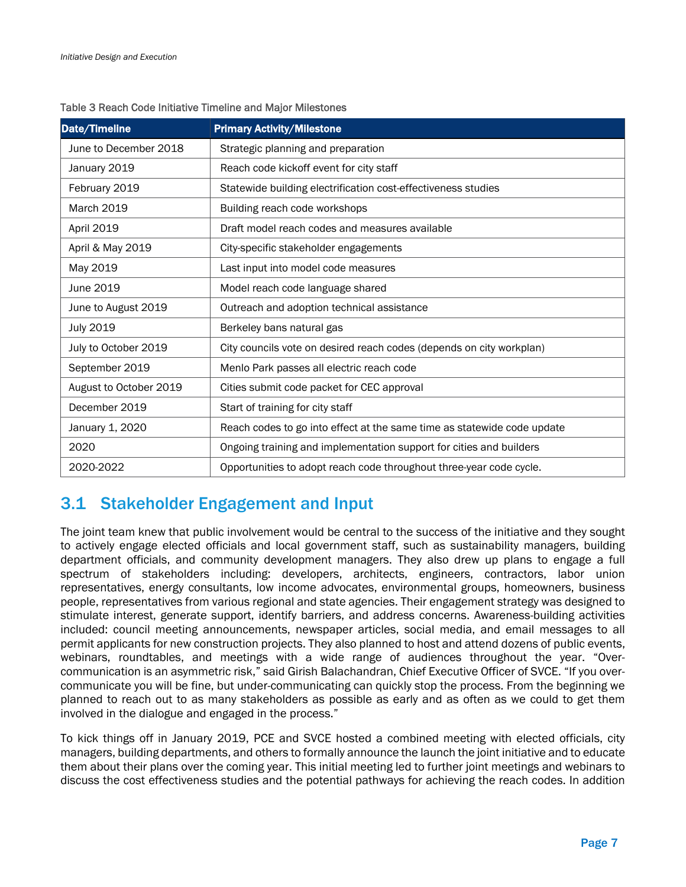Table 3 Reach Code Initiative Timeline and Major Milestones

| Date/Timeline | Primary Activity/Milestone |
|---|---|
| June to December 2018 | Strategic planning and preparation |
| January 2019 | Reach code kickoff event for city staff |
| February 2019 | Statewide building electrification cost-effectiveness studies |
| March 2019 | Building reach code workshops |
| April 2019 | Draft model reach codes and measures available |
| April & May 2019 | City-specific stakeholder engagements |
| May 2019 | Last input into model code measures |
| June 2019 | Model reach code language shared |
| June to August 2019 | Outreach and adoption technical assistance |
| July 2019 | Berkeley bans natural gas |
| July to October 2019 | City councils vote on desired reach codes (depends on city workplan) |
| September 2019 | Menlo Park passes all electric reach code |
| August to October 2019 | Cities submit code packet for CEC approval |
| December 2019 | Start of training for city staff |
| January 1, 2020 | Reach codes to go into effect at the same time as statewide code update |
| 2020 | Ongoing training and implementation support for cities and builders |
| 2020-2022 | Opportunities to adopt reach code throughout three-year code cycle. |

## 3.1 Stakeholder Engagement and Input

The joint team knew that public involvement would be central to the success of the initiative and they sought to actively engage elected officials and local government staff, such as sustainability managers, building department officials, and community development managers. They also drew up plans to engage a full spectrum of stakeholders including: developers, architects, engineers, contractors, labor union representatives, energy consultants, low income advocates, environmental groups, homeowners, business people, representatives from various regional and state agencies. Their engagement strategy was designed to stimulate interest, generate support, identify barriers, and address concerns. Awareness-building activities included: council meeting announcements, newspaper articles, social media, and email messages to all permit applicants for new construction projects. They also planned to host and attend dozens of public events, webinars, roundtables, and meetings with a wide range of audiences throughout the year. "Over-communication is an asymmetric risk," said Girish Balachandran, Chief Executive Officer of SVCE. "If you over-communicate you will be fine, but under-communicating can quickly stop the process. From the beginning we planned to reach out to as many stakeholders as possible as early and as often as we could to get them involved in the dialogue and engaged in the process."

To kick things off in January 2019, PCE and SVCE hosted a combined meeting with elected officials, city managers, building departments, and others to formally announce the launch the joint initiative and to educate them about their plans over the coming year. This initial meeting led to further joint meetings and webinars to discuss the cost effectiveness studies and the potential pathways for achieving the reach codes. In addition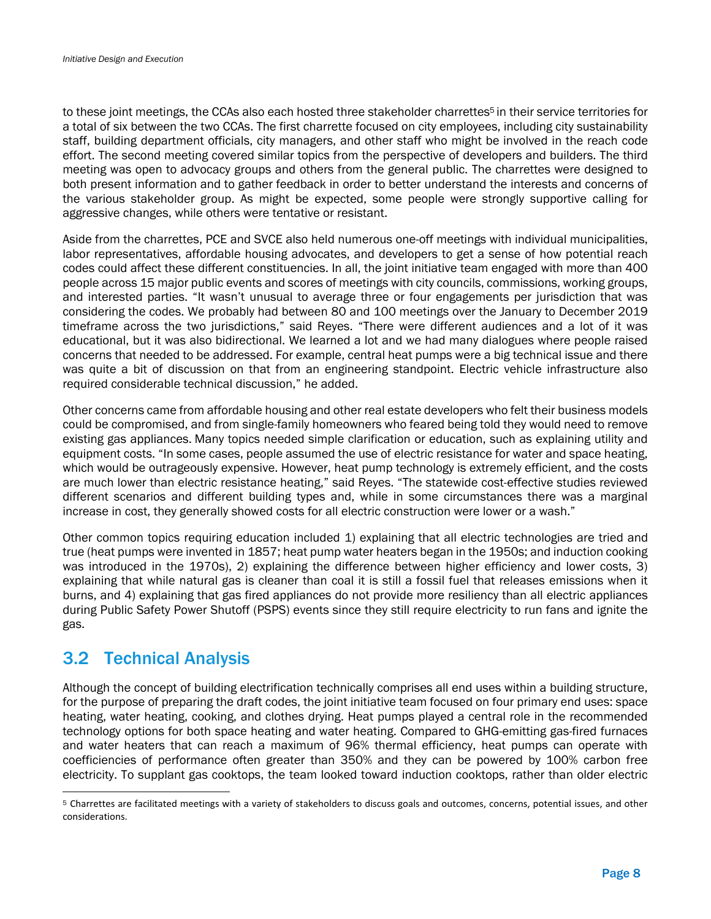to these joint meetings, the CCAs also each hosted three stakeholder charrettes[5] in their service territories for a total of six between the two CCAs. The first charrette focused on city employees, including city sustainability staff, building department officials, city managers, and other staff who might be involved in the reach code effort. The second meeting covered similar topics from the perspective of developers and builders. The third meeting was open to advocacy groups and others from the general public. The charrettes were designed to both present information and to gather feedback in order to better understand the interests and concerns of the various stakeholder group. As might be expected, some people were strongly supportive calling for aggressive changes, while others were tentative or resistant.

Aside from the charrettes, PCE and SVCE also held numerous one-off meetings with individual municipalities, labor representatives, affordable housing advocates, and developers to get a sense of how potential reach codes could affect these different constituencies. In all, the joint initiative team engaged with more than 400 people across 15 major public events and scores of meetings with city councils, commissions, working groups, and interested parties. "It wasn't unusual to average three or four engagements per jurisdiction that was considering the codes. We probably had between 80 and 100 meetings over the January to December 2019 timeframe across the two jurisdictions," said Reyes. "There were different audiences and a lot of it was educational, but it was also bidirectional. We learned a lot and we had many dialogues where people raised concerns that needed to be addressed. For example, central heat pumps were a big technical issue and there was quite a bit of discussion on that from an engineering standpoint. Electric vehicle infrastructure also required considerable technical discussion," he added.

Other concerns came from affordable housing and other real estate developers who felt their business models could be compromised, and from single-family homeowners who feared being told they would need to remove existing gas appliances. Many topics needed simple clarification or education, such as explaining utility and equipment costs. "In some cases, people assumed the use of electric resistance for water and space heating, which would be outrageously expensive. However, heat pump technology is extremely efficient, and the costs are much lower than electric resistance heating," said Reyes. "The statewide cost-effective studies reviewed different scenarios and different building types and, while in some circumstances there was a marginal increase in cost, they generally showed costs for all electric construction were lower or a wash."

Other common topics requiring education included 1) explaining that all electric technologies are tried and true (heat pumps were invented in 1857; heat pump water heaters began in the 1950s; and induction cooking was introduced in the 1970s), 2) explaining the difference between higher efficiency and lower costs, 3) explaining that while natural gas is cleaner than coal it is still a fossil fuel that releases emissions when it burns, and 4) explaining that gas fired appliances do not provide more resiliency than all electric appliances during Public Safety Power Shutoff (PSPS) events since they still require electricity to run fans and ignite the gas.

## 3.2 Technical Analysis

Although the concept of building electrification technically comprises all end uses within a building structure, for the purpose of preparing the draft codes, the joint initiative team focused on four primary end uses: space heating, water heating, cooking, and clothes drying. Heat pumps played a central role in the recommended technology options for both space heating and water heating. Compared to GHG-emitting gas-fired furnaces and water heaters that can reach a maximum of 96% thermal efficiency, heat pumps can operate with coefficiencies of performance often greater than 350% and they can be powered by 100% carbon free electricity. To supplant gas cooktops, the team looked toward induction cooktops, rather than older electric

[5] Charrettes are facilitated meetings with a variety of stakeholders to discuss goals and outcomes, concerns, potential issues, and other considerations.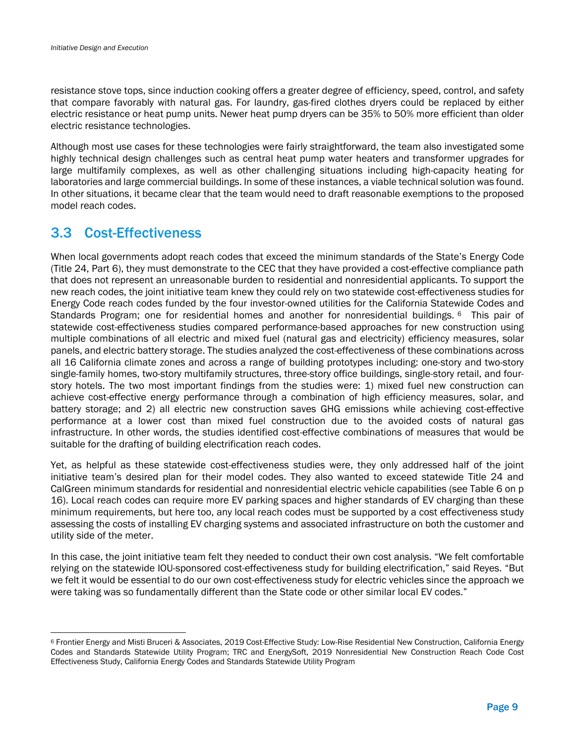resistance stove tops, since induction cooking offers a greater degree of efficiency, speed, control, and safety that compare favorably with natural gas. For laundry, gas-fired clothes dryers could be replaced by either electric resistance or heat pump units. Newer heat pump dryers can be 35% to 50% more efficient than older electric resistance technologies.

Although most use cases for these technologies were fairly straightforward, the team also investigated some highly technical design challenges such as central heat pump water heaters and transformer upgrades for large multifamily complexes, as well as other challenging situations including high-capacity heating for laboratories and large commercial buildings. In some of these instances, a viable technical solution was found. In other situations, it became clear that the team would need to draft reasonable exemptions to the proposed model reach codes.

## 3.3 Cost-Effectiveness

When local governments adopt reach codes that exceed the minimum standards of the State's Energy Code (Title 24, Part 6), they must demonstrate to the CEC that they have provided a cost-effective compliance path that does not represent an unreasonable burden to residential and nonresidential applicants. To support the new reach codes, the joint initiative team knew they could rely on two statewide cost-effectiveness studies for Energy Code reach codes funded by the four investor-owned utilities for the California Statewide Codes and Standards Program; one for residential homes and another for nonresidential buildings. [6] This pair of statewide cost-effectiveness studies compared performance-based approaches for new construction using multiple combinations of all electric and mixed fuel (natural gas and electricity) efficiency measures, solar panels, and electric battery storage. The studies analyzed the cost-effectiveness of these combinations across all 16 California climate zones and across a range of building prototypes including: one-story and two-story single-family homes, two-story multifamily structures, three-story office buildings, single-story retail, and four-story hotels. The two most important findings from the studies were: 1) mixed fuel new construction can achieve cost-effective energy performance through a combination of high efficiency measures, solar, and battery storage; and 2) all electric new construction saves GHG emissions while achieving cost-effective performance at a lower cost than mixed fuel construction due to the avoided costs of natural gas infrastructure. In other words, the studies identified cost-effective combinations of measures that would be suitable for the drafting of building electrification reach codes.

Yet, as helpful as these statewide cost-effectiveness studies were, they only addressed half of the joint initiative team's desired plan for their model codes. They also wanted to exceed statewide Title 24 and CalGreen minimum standards for residential and nonresidential electric vehicle capabilities (see Table 6 on p 16). Local reach codes can require more EV parking spaces and higher standards of EV charging than these minimum requirements, but here too, any local reach codes must be supported by a cost effectiveness study assessing the costs of installing EV charging systems and associated infrastructure on both the customer and utility side of the meter.

In this case, the joint initiative team felt they needed to conduct their own cost analysis. "We felt comfortable relying on the statewide IOU-sponsored cost-effectiveness study for building electrification," said Reyes. "But we felt it would be essential to do our own cost-effectiveness study for electric vehicles since the approach we were taking was so fundamentally different than the State code or other similar local EV codes."

[6] Frontier Energy and Misti Bruceri & Associates, 2019 Cost-Effective Study: Low-Rise Residential New Construction, California Energy Codes and Standards Statewide Utility Program; TRC and EnergySoft, 2019 Nonresidential New Construction Reach Code Cost Effectiveness Study, California Energy Codes and Standards Statewide Utility Program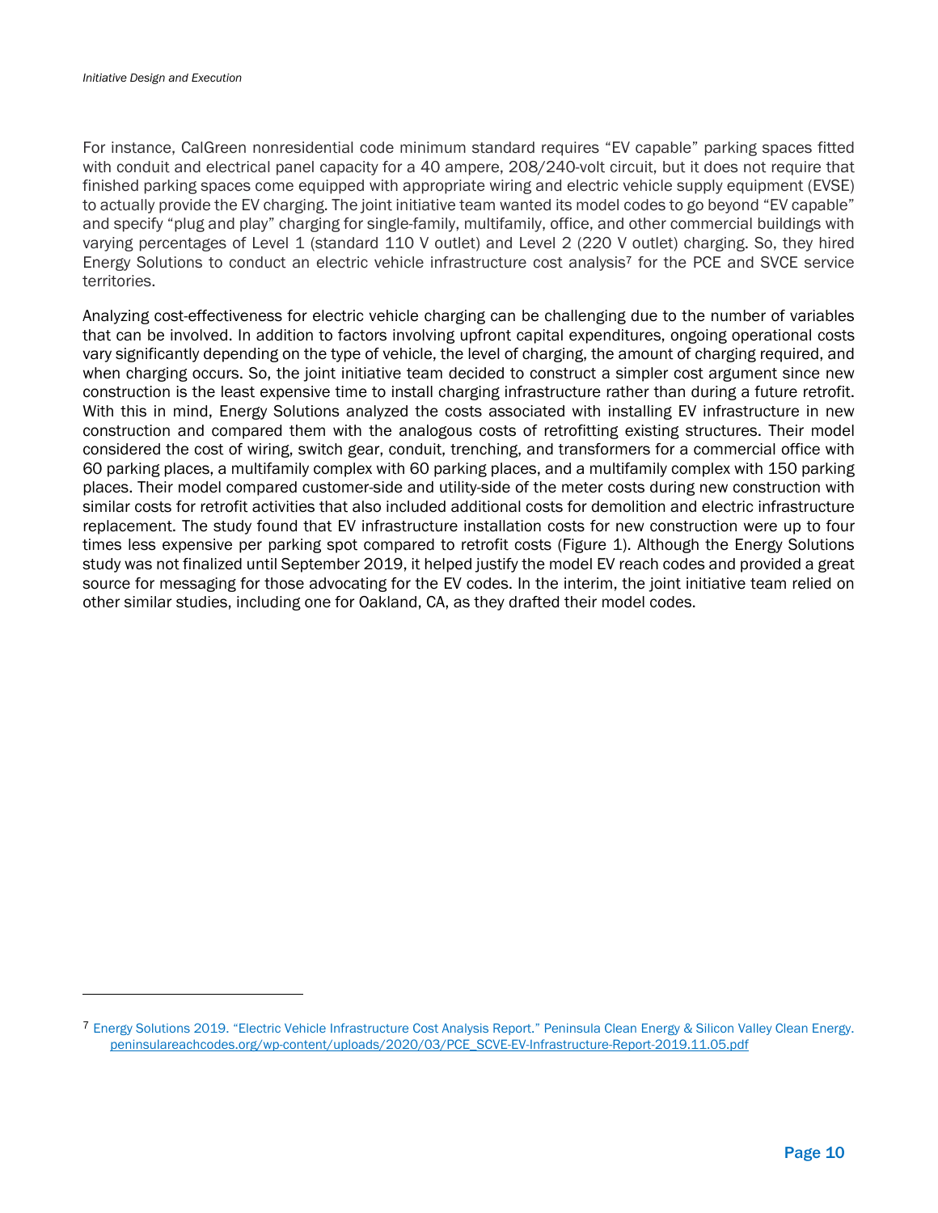For instance, CalGreen nonresidential code minimum standard requires "EV capable" parking spaces fitted with conduit and electrical panel capacity for a 40 ampere, 208/240-volt circuit, but it does not require that finished parking spaces come equipped with appropriate wiring and electric vehicle supply equipment (EVSE) to actually provide the EV charging. The joint initiative team wanted its model codes to go beyond "EV capable" and specify "plug and play" charging for single-family, multifamily, office, and other commercial buildings with varying percentages of Level 1 (standard 110 V outlet) and Level 2 (220 V outlet) charging. So, they hired Energy Solutions to conduct an electric vehicle infrastructure cost analysis[7] for the PCE and SVCE service territories.

Analyzing cost-effectiveness for electric vehicle charging can be challenging due to the number of variables that can be involved. In addition to factors involving upfront capital expenditures, ongoing operational costs vary significantly depending on the type of vehicle, the level of charging, the amount of charging required, and when charging occurs. So, the joint initiative team decided to construct a simpler cost argument since new construction is the least expensive time to install charging infrastructure rather than during a future retrofit. With this in mind, Energy Solutions analyzed the costs associated with installing EV infrastructure in new construction and compared them with the analogous costs of retrofitting existing structures. Their model considered the cost of wiring, switch gear, conduit, trenching, and transformers for a commercial office with 60 parking places, a multifamily complex with 60 parking places, and a multifamily complex with 150 parking places. Their model compared customer-side and utility-side of the meter costs during new construction with similar costs for retrofit activities that also included additional costs for demolition and electric infrastructure replacement. The study found that EV infrastructure installation costs for new construction were up to four times less expensive per parking spot compared to retrofit costs (Figure 1). Although the Energy Solutions study was not finalized until September 2019, it helped justify the model EV reach codes and provided a great source for messaging for those advocating for the EV codes. In the interim, the joint initiative team relied on other similar studies, including one for Oakland, CA, as they drafted their model codes.

---

[7] Energy Solutions 2019. "Electric Vehicle Infrastructure Cost Analysis Report." Peninsula Clean Energy & Silicon Valley Clean Energy. [peninsulareachcodes.org/wp-content/uploads/2020/03/PCE_SVCE-EV-Infrastructure-Report-2019.11.05.pdf](https://peninsulareachcodes.org/wp-content/uploads/2020/03/PCE_SVCE-EV-Infrastructure-Report-2019.11.05.pdf)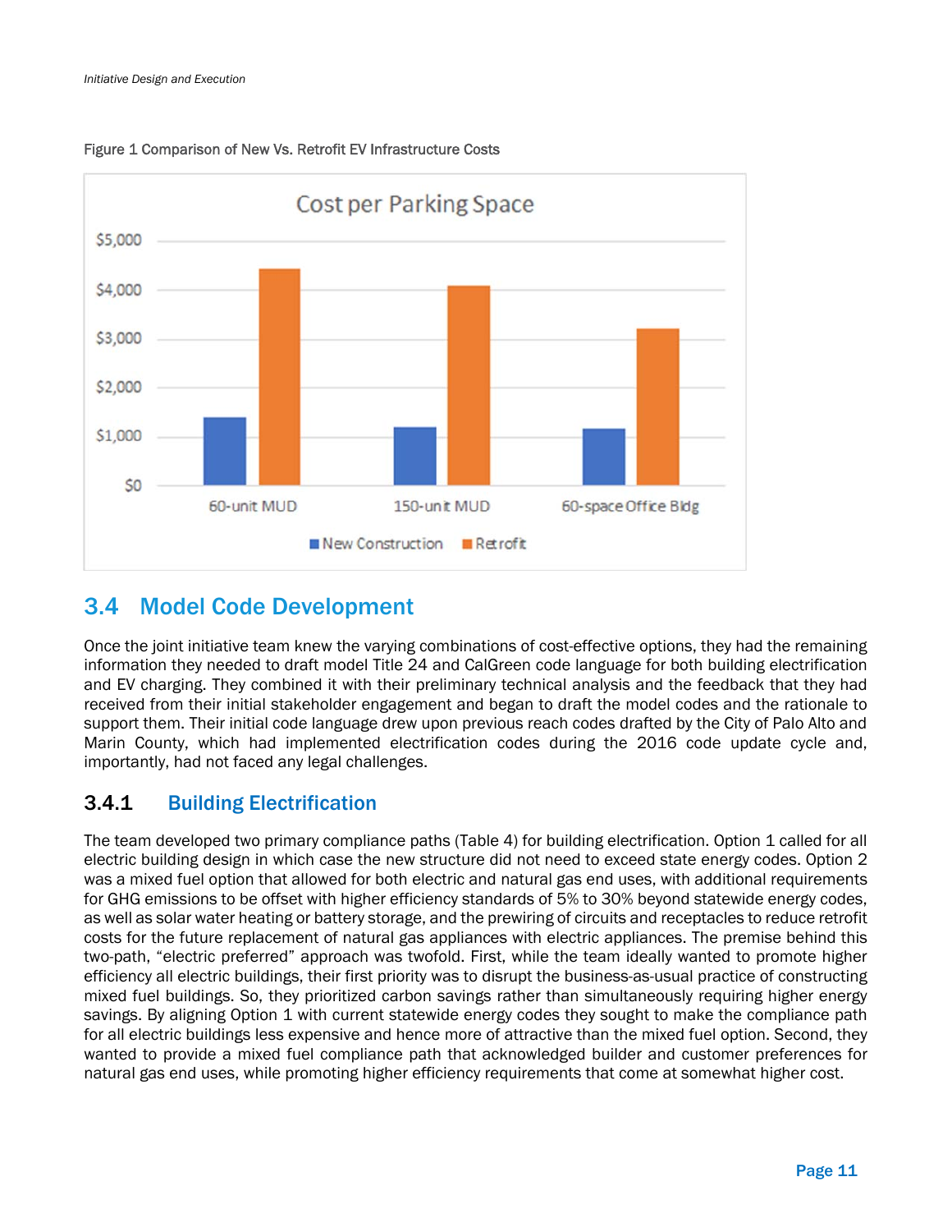Figure 1 Comparison of New Vs. Retrofit EV Infrastructure Costs

## 3.4 Model Code Development

Once the joint initiative team knew the varying combinations of cost-effective options, they had the remaining information they needed to draft model Title 24 and CalGreen code language for both building electrification and EV charging. They combined it with their preliminary technical analysis and the feedback that they had received from their initial stakeholder engagement and began to draft the model codes and the rationale to support them. Their initial code language drew upon previous reach codes drafted by the City of Palo Alto and Marin County, which had implemented electrification codes during the 2016 code update cycle and, importantly, had not faced any legal challenges.

### 3.4.1 Building Electrification

The team developed two primary compliance paths (Table 4) for building electrification. Option 1 called for all electric building design in which case the new structure did not need to exceed state energy codes. Option 2 was a mixed fuel option that allowed for both electric and natural gas end uses, with additional requirements for GHG emissions to be offset with higher efficiency standards of 5% to 30% beyond statewide energy codes, as well as solar water heating or battery storage, and the prewiring of circuits and receptacles to reduce retrofit costs for the future replacement of natural gas appliances with electric appliances. The premise behind this two-path, "electric preferred" approach was twofold. First, while the team ideally wanted to promote higher efficiency all electric buildings, their first priority was to disrupt the business-as-usual practice of constructing mixed fuel buildings. So, they prioritized carbon savings rather than simultaneously requiring higher energy savings. By aligning Option 1 with current statewide energy codes they sought to make the compliance path for all electric buildings less expensive and hence more of attractive than the mixed fuel option. Second, they wanted to provide a mixed fuel compliance path that acknowledged builder and customer preferences for natural gas end uses, while promoting higher efficiency requirements that come at somewhat higher cost.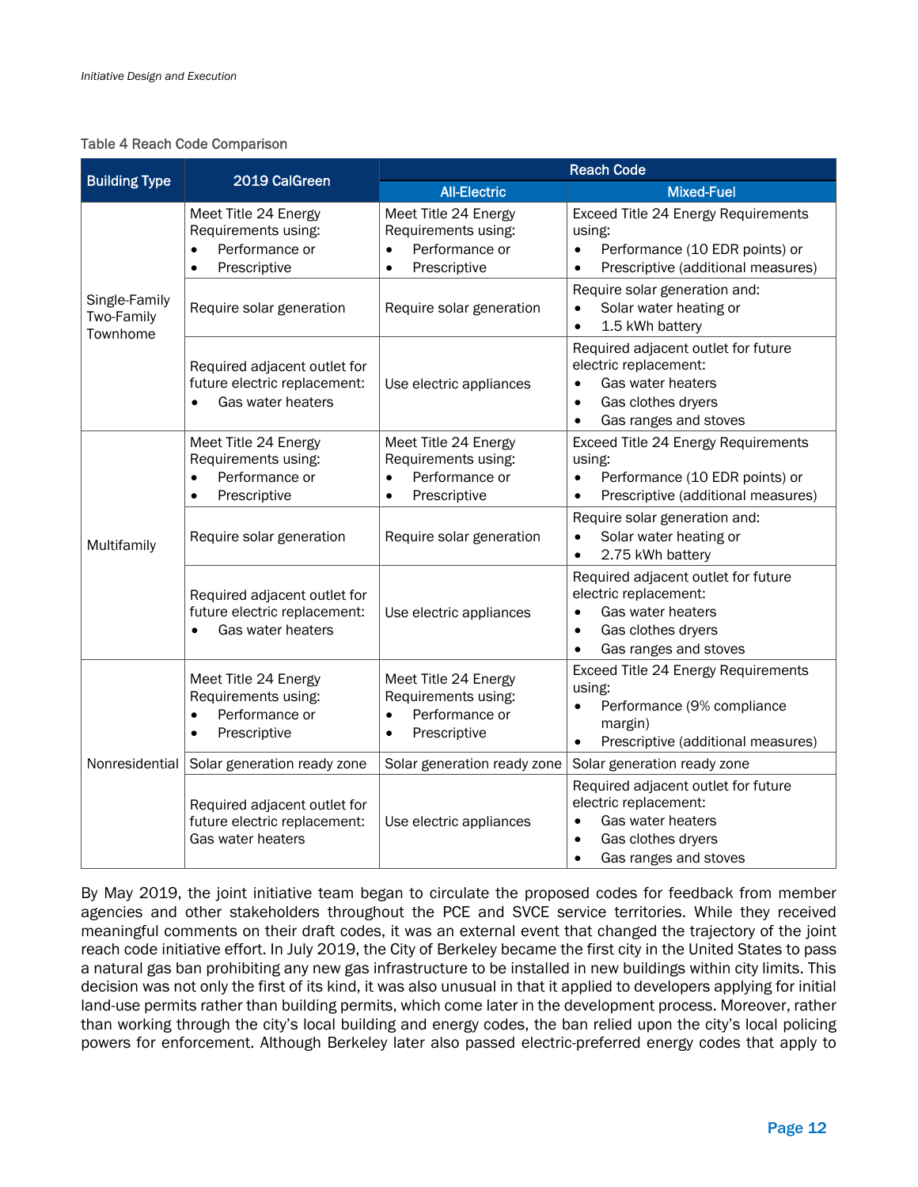Table 4 Reach Code Comparison

| Building Type | 2019 CalGreen | Reach Code | |
|---|---|---|---|
| | | All-Electric | Mixed-Fuel |
| Single-Family Two-Family Townhome | Meet Title 24 Energy Requirements using: • Performance or • Prescriptive | Meet Title 24 Energy Requirements using: • Performance or • Prescriptive | Exceed Title 24 Energy Requirements using: • Performance (10 EDR points) or • Prescriptive (additional measures) |
| | Require solar generation | Require solar generation | Require solar generation and: • Solar water heating or • 1.5 kWh battery |
| | Required adjacent outlet for future electric replacement: • Gas water heaters | Use electric appliances | Required adjacent outlet for future electric replacement: • Gas water heaters • Gas clothes dryers • Gas ranges and stoves |
| Multifamily | Meet Title 24 Energy Requirements using: • Performance or • Prescriptive | Meet Title 24 Energy Requirements using: • Performance or • Prescriptive | Exceed Title 24 Energy Requirements using: • Performance (10 EDR points) or • Prescriptive (additional measures) |
| | Require solar generation | Require solar generation | Require solar generation and: • Solar water heating or • 2.75 kWh battery |
| | Required adjacent outlet for future electric replacement: • Gas water heaters | Use electric appliances | Required adjacent outlet for future electric replacement: • Gas water heaters • Gas clothes dryers • Gas ranges and stoves |
| Nonresidential | Meet Title 24 Energy Requirements using: • Performance or • Prescriptive | Meet Title 24 Energy Requirements using: • Performance or • Prescriptive | Exceed Title 24 Energy Requirements using: • Performance (9% compliance margin) • Prescriptive (additional measures) |
| | Solar generation ready zone | Solar generation ready zone | Solar generation ready zone |
| | Required adjacent outlet for future electric replacement: Gas water heaters | Use electric appliances | Required adjacent outlet for future electric replacement: • Gas water heaters • Gas clothes dryers • Gas ranges and stoves |

By May 2019, the joint initiative team began to circulate the proposed codes for feedback from member agencies and other stakeholders throughout the PCE and SVCE service territories. While they received meaningful comments on their draft codes, it was an external event that changed the trajectory of the joint reach code initiative effort. In July 2019, the City of Berkeley became the first city in the United States to pass a natural gas ban prohibiting any new gas infrastructure to be installed in new buildings within city limits. This decision was not only the first of its kind, it was also unusual in that it applied to developers applying for initial land-use permits rather than building permits, which come later in the development process. Moreover, rather than working through the city's local building and energy codes, the ban relied upon the city's local policing powers for enforcement. Although Berkeley later also passed electric-preferred energy codes that apply to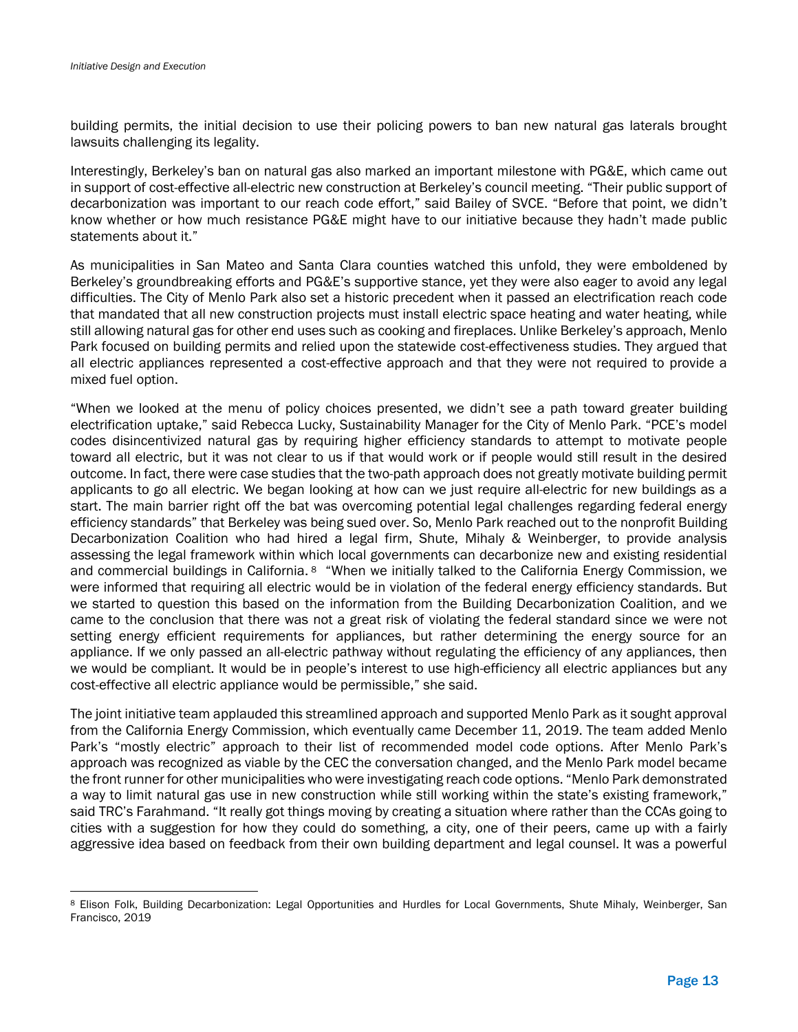building permits, the initial decision to use their policing powers to ban new natural gas laterals brought lawsuits challenging its legality.

Interestingly, Berkeley's ban on natural gas also marked an important milestone with PG&E, which came out in support of cost-effective all-electric new construction at Berkeley's council meeting. "Their public support of decarbonization was important to our reach code effort," said Bailey of SVCE. "Before that point, we didn't know whether or how much resistance PG&E might have to our initiative because they hadn't made public statements about it."

As municipalities in San Mateo and Santa Clara counties watched this unfold, they were emboldened by Berkeley's groundbreaking efforts and PG&E's supportive stance, yet they were also eager to avoid any legal difficulties. The City of Menlo Park also set a historic precedent when it passed an electrification reach code that mandated that all new construction projects must install electric space heating and water heating, while still allowing natural gas for other end uses such as cooking and fireplaces. Unlike Berkeley's approach, Menlo Park focused on building permits and relied upon the statewide cost-effectiveness studies. They argued that all electric appliances represented a cost-effective approach and that they were not required to provide a mixed fuel option.

"When we looked at the menu of policy choices presented, we didn't see a path toward greater building electrification uptake," said Rebecca Lucky, Sustainability Manager for the City of Menlo Park. "PCE's model codes disincentivized natural gas by requiring higher efficiency standards to attempt to motivate people toward all electric, but it was not clear to us if that would work or if people would still result in the desired outcome. In fact, there were case studies that the two-path approach does not greatly motivate building permit applicants to go all electric. We began looking at how can we just require all-electric for new buildings as a start. The main barrier right off the bat was overcoming potential legal challenges regarding federal energy efficiency standards" that Berkeley was being sued over. So, Menlo Park reached out to the nonprofit Building Decarbonization Coalition who had hired a legal firm, Shute, Mihaly & Weinberger, to provide analysis assessing the legal framework within which local governments can decarbonize new and existing residential and commercial buildings in California.[8] "When we initially talked to the California Energy Commission, we were informed that requiring all electric would be in violation of the federal energy efficiency standards. But we started to question this based on the information from the Building Decarbonization Coalition, and we came to the conclusion that there was not a great risk of violating the federal standard since we were not setting energy efficient requirements for appliances, but rather determining the energy source for an appliance. If we only passed an all-electric pathway without regulating the efficiency of any appliances, then we would be compliant. It would be in people's interest to use high-efficiency all electric appliances but any cost-effective all electric appliance would be permissible," she said.

The joint initiative team applauded this streamlined approach and supported Menlo Park as it sought approval from the California Energy Commission, which eventually came December 11, 2019. The team added Menlo Park's "mostly electric" approach to their list of recommended model code options. After Menlo Park's approach was recognized as viable by the CEC the conversation changed, and the Menlo Park model became the front runner for other municipalities who were investigating reach code options. "Menlo Park demonstrated a way to limit natural gas use in new construction while still working within the state's existing framework," said TRC's Farahmand. "It really got things moving by creating a situation where rather than the CCAs going to cities with a suggestion for how they could do something, a city, one of their peers, came up with a fairly aggressive idea based on feedback from their own building department and legal counsel. It was a powerful

[8] Elison Folk, Building Decarbonization: Legal Opportunities and Hurdles for Local Governments, Shute Mihaly, Weinberger, San Francisco, 2019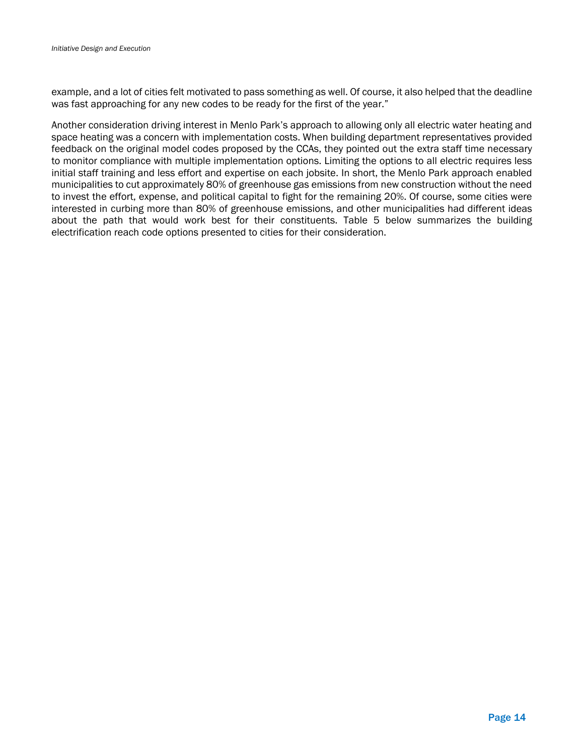example, and a lot of cities felt motivated to pass something as well. Of course, it also helped that the deadline was fast approaching for any new codes to be ready for the first of the year."

Another consideration driving interest in Menlo Park's approach to allowing only all electric water heating and space heating was a concern with implementation costs. When building department representatives provided feedback on the original model codes proposed by the CCAs, they pointed out the extra staff time necessary to monitor compliance with multiple implementation options. Limiting the options to all electric requires less initial staff training and less effort and expertise on each jobsite. In short, the Menlo Park approach enabled municipalities to cut approximately 80% of greenhouse gas emissions from new construction without the need to invest the effort, expense, and political capital to fight for the remaining 20%. Of course, some cities were interested in curbing more than 80% of greenhouse emissions, and other municipalities had different ideas about the path that would work best for their constituents. Table 5 below summarizes the building electrification reach code options presented to cities for their consideration.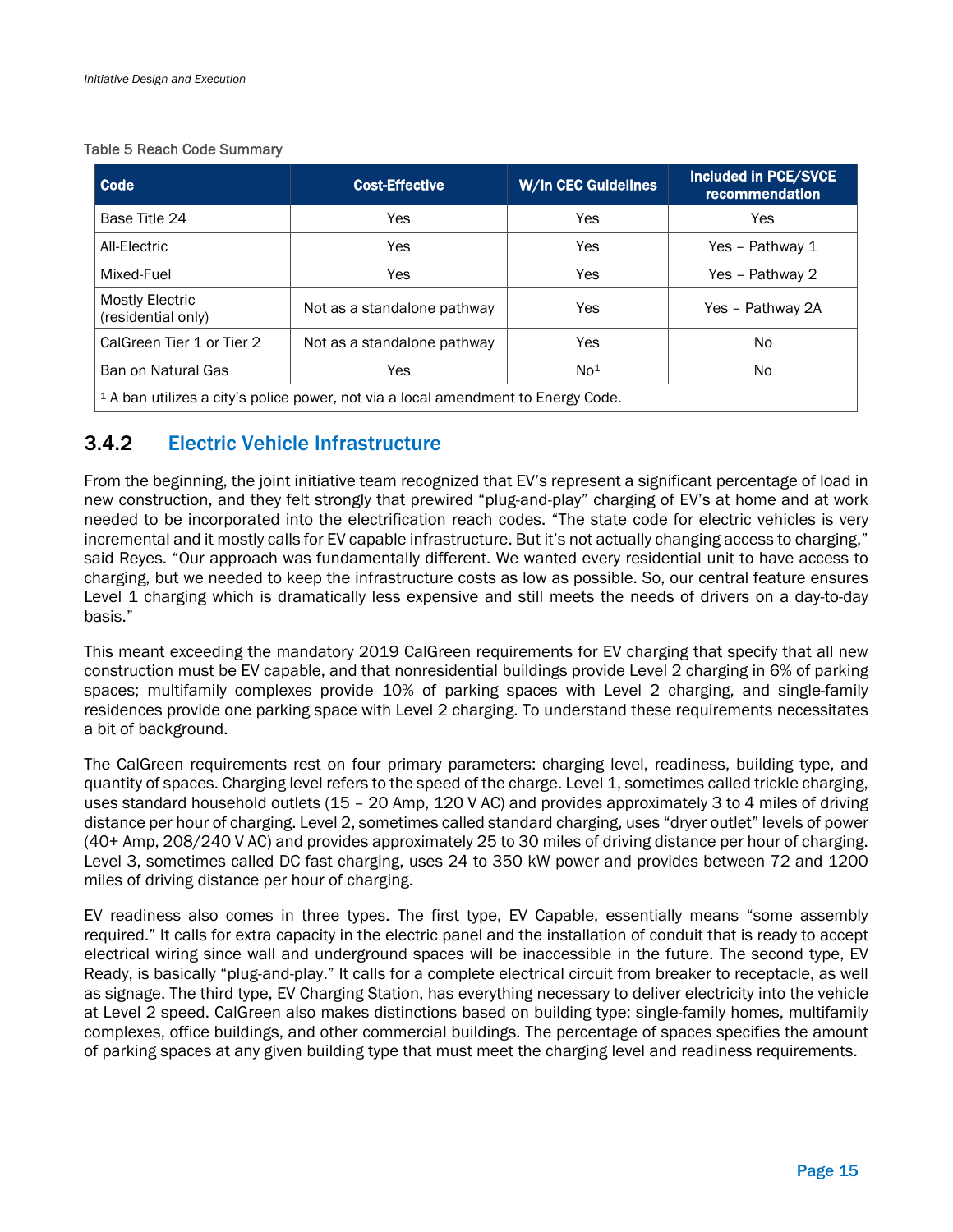Table 5 Reach Code Summary

| Code | Cost-Effective | W/in CEC Guidelines | Included in PCE/SVCE recommendation |
| --- | --- | --- | --- |
| Base Title 24 | Yes | Yes | Yes |
| All-Electric | Yes | Yes | Yes – Pathway 1 |
| Mixed-Fuel | Yes | Yes | Yes – Pathway 2 |
| Mostly Electric (residential only) | Not as a standalone pathway | Yes | Yes – Pathway 2A |
| CalGreen Tier 1 or Tier 2 | Not as a standalone pathway | Yes | No |
| Ban on Natural Gas | Yes | No[1] | No |
| [1] A ban utilizes a city's police power, not via a local amendment to Energy Code. | | | |

### 3.4.2 Electric Vehicle Infrastructure

From the beginning, the joint initiative team recognized that EV's represent a significant percentage of load in new construction, and they felt strongly that prewired "plug-and-play" charging of EV's at home and at work needed to be incorporated into the electrification reach codes. "The state code for electric vehicles is very incremental and it mostly calls for EV capable infrastructure. But it's not actually changing access to charging," said Reyes. "Our approach was fundamentally different. We wanted every residential unit to have access to charging, but we needed to keep the infrastructure costs as low as possible. So, our central feature ensures Level 1 charging which is dramatically less expensive and still meets the needs of drivers on a day-to-day basis."

This meant exceeding the mandatory 2019 CalGreen requirements for EV charging that specify that all new construction must be EV capable, and that nonresidential buildings provide Level 2 charging in 6% of parking spaces; multifamily complexes provide 10% of parking spaces with Level 2 charging, and single-family residences provide one parking space with Level 2 charging. To understand these requirements necessitates a bit of background.

The CalGreen requirements rest on four primary parameters: charging level, readiness, building type, and quantity of spaces. Charging level refers to the speed of the charge. Level 1, sometimes called trickle charging, uses standard household outlets (15 – 20 Amp, 120 V AC) and provides approximately 3 to 4 miles of driving distance per hour of charging. Level 2, sometimes called standard charging, uses "dryer outlet" levels of power (40+ Amp, 208/240 V AC) and provides approximately 25 to 30 miles of driving distance per hour of charging. Level 3, sometimes called DC fast charging, uses 24 to 350 kW power and provides between 72 and 1200 miles of driving distance per hour of charging.

EV readiness also comes in three types. The first type, EV Capable, essentially means "some assembly required." It calls for extra capacity in the electric panel and the installation of conduit that is ready to accept electrical wiring since wall and underground spaces will be inaccessible in the future. The second type, EV Ready, is basically "plug-and-play." It calls for a complete electrical circuit from breaker to receptacle, as well as signage. The third type, EV Charging Station, has everything necessary to deliver electricity into the vehicle at Level 2 speed. CalGreen also makes distinctions based on building type: single-family homes, multifamily complexes, office buildings, and other commercial buildings. The percentage of spaces specifies the amount of parking spaces at any given building type that must meet the charging level and readiness requirements.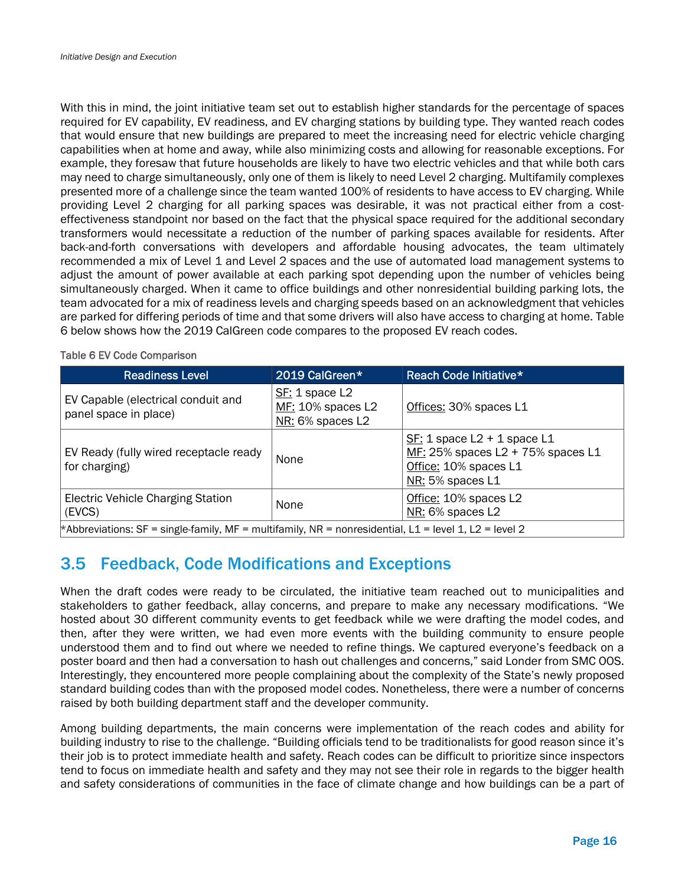With this in mind, the joint initiative team set out to establish higher standards for the percentage of spaces required for EV capability, EV readiness, and EV charging stations by building type. They wanted reach codes that would ensure that new buildings are prepared to meet the increasing need for electric vehicle charging capabilities when at home and away, while also minimizing costs and allowing for reasonable exceptions. For example, they foresaw that future households are likely to have two electric vehicles and that while both cars may need to charge simultaneously, only one of them is likely to need Level 2 charging. Multifamily complexes presented more of a challenge since the team wanted 100% of residents to have access to EV charging. While providing Level 2 charging for all parking spaces was desirable, it was not practical either from a cost-effectiveness standpoint nor based on the fact that the physical space required for the additional secondary transformers would necessitate a reduction of the number of parking spaces available for residents. After back-and-forth conversations with developers and affordable housing advocates, the team ultimately recommended a mix of Level 1 and Level 2 spaces and the use of automated load management systems to adjust the amount of power available at each parking spot depending upon the number of vehicles being simultaneously charged. When it came to office buildings and other nonresidential building parking lots, the team advocated for a mix of readiness levels and charging speeds based on an acknowledgment that vehicles are parked for differing periods of time and that some drivers will also have access to charging at home. Table 6 below shows how the 2019 CalGreen code compares to the proposed EV reach codes.

Table 6 EV Code Comparison

| Readiness Level | 2019 CalGreen* | Reach Code Initiative* |
|---|---|---|
| EV Capable (electrical conduit and panel space in place) | SF: 1 space L2<br>MF: 10% spaces L2<br>NR: 6% spaces L2 | Offices: 30% spaces L1 |
| EV Ready (fully wired receptacle ready for charging) | None | SF: 1 space L2 + 1 space L1<br>MF: 25% spaces L2 + 75% spaces L1<br>Office: 10% spaces L1<br>NR: 5% spaces L1 |
| Electric Vehicle Charging Station (EVCS) | None | Office: 10% spaces L2<br>NR: 6% spaces L2 |

*Abbreviations: SF = single-family, MF = multifamily, NR = nonresidential, L1 = level 1, L2 = level 2

## 3.5 Feedback, Code Modifications and Exceptions

When the draft codes were ready to be circulated, the initiative team reached out to municipalities and stakeholders to gather feedback, allay concerns, and prepare to make any necessary modifications. "We hosted about 30 different community events to get feedback while we were drafting the model codes, and then, after they were written, we had even more events with the building community to ensure people understood them and to find out where we needed to refine things. We captured everyone's feedback on a poster board and then had a conversation to hash out challenges and concerns," said Londer from SMC OOS. Interestingly, they encountered more people complaining about the complexity of the State's newly proposed standard building codes than with the proposed model codes. Nonetheless, there were a number of concerns raised by both building department staff and the developer community.

Among building departments, the main concerns were implementation of the reach codes and ability for building industry to rise to the challenge. "Building officials tend to be traditionalists for good reason since it's their job is to protect immediate health and safety. Reach codes can be difficult to prioritize since inspectors tend to focus on immediate health and safety and they may not see their role in regards to the bigger health and safety considerations of communities in the face of climate change and how buildings can be a part of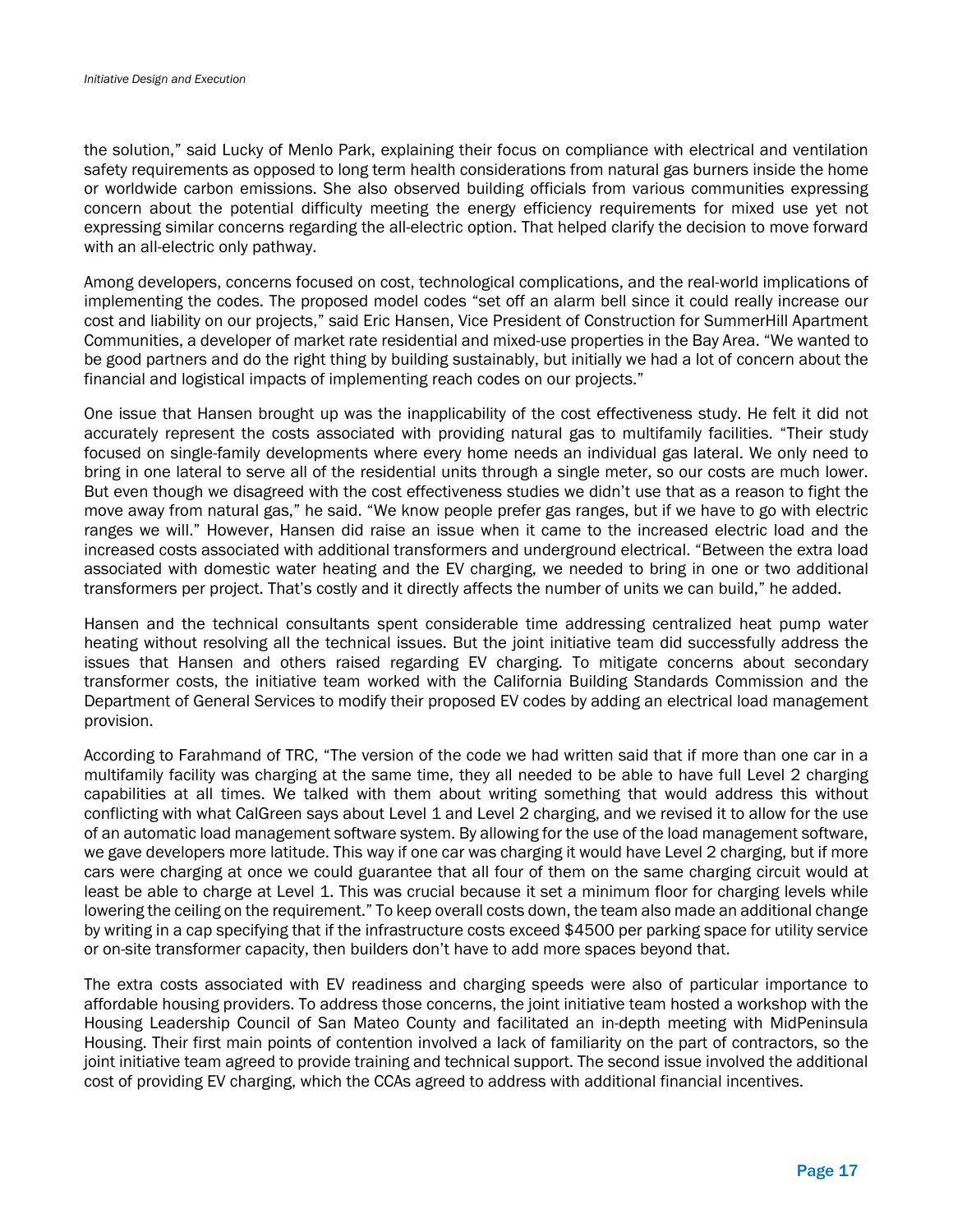the solution," said Lucky of Menlo Park, explaining their focus on compliance with electrical and ventilation safety requirements as opposed to long term health considerations from natural gas burners inside the home or worldwide carbon emissions. She also observed building officials from various communities expressing concern about the potential difficulty meeting the energy efficiency requirements for mixed use yet not expressing similar concerns regarding the all-electric option. That helped clarify the decision to move forward with an all-electric only pathway.

Among developers, concerns focused on cost, technological complications, and the real-world implications of implementing the codes. The proposed model codes "set off an alarm bell since it could really increase our cost and liability on our projects," said Eric Hansen, Vice President of Construction for SummerHill Apartment Communities, a developer of market rate residential and mixed-use properties in the Bay Area. "We wanted to be good partners and do the right thing by building sustainably, but initially we had a lot of concern about the financial and logistical impacts of implementing reach codes on our projects."

One issue that Hansen brought up was the inapplicability of the cost effectiveness study. He felt it did not accurately represent the costs associated with providing natural gas to multifamily facilities. "Their study focused on single-family developments where every home needs an individual gas lateral. We only need to bring in one lateral to serve all of the residential units through a single meter, so our costs are much lower. But even though we disagreed with the cost effectiveness studies we didn't use that as a reason to fight the move away from natural gas," he said. "We know people prefer gas ranges, but if we have to go with electric ranges we will." However, Hansen did raise an issue when it came to the increased electric load and the increased costs associated with additional transformers and underground electrical. "Between the extra load associated with domestic water heating and the EV charging, we needed to bring in one or two additional transformers per project. That's costly and it directly affects the number of units we can build," he added.

Hansen and the technical consultants spent considerable time addressing centralized heat pump water heating without resolving all the technical issues. But the joint initiative team did successfully address the issues that Hansen and others raised regarding EV charging. To mitigate concerns about secondary transformer costs, the initiative team worked with the California Building Standards Commission and the Department of General Services to modify their proposed EV codes by adding an electrical load management provision.

According to Farahmand of TRC, "The version of the code we had written said that if more than one car in a multifamily facility was charging at the same time, they all needed to be able to have full Level 2 charging capabilities at all times. We talked with them about writing something that would address this without conflicting with what CalGreen says about Level 1 and Level 2 charging, and we revised it to allow for the use of an automatic load management software system. By allowing for the use of the load management software, we gave developers more latitude. This way if one car was charging it would have Level 2 charging, but if more cars were charging at once we could guarantee that all four of them on the same charging circuit would at least be able to charge at Level 1. This was crucial because it set a minimum floor for charging levels while lowering the ceiling on the requirement." To keep overall costs down, the team also made an additional change by writing in a cap specifying that if the infrastructure costs exceed $4500 per parking space for utility service or on-site transformer capacity, then builders don't have to add more spaces beyond that.

The extra costs associated with EV readiness and charging speeds were also of particular importance to affordable housing providers. To address those concerns, the joint initiative team hosted a workshop with the Housing Leadership Council of San Mateo County and facilitated an in-depth meeting with MidPeninsula Housing. Their first main points of contention involved a lack of familiarity on the part of contractors, so the joint initiative team agreed to provide training and technical support. The second issue involved the additional cost of providing EV charging, which the CCAs agreed to address with additional financial incentives.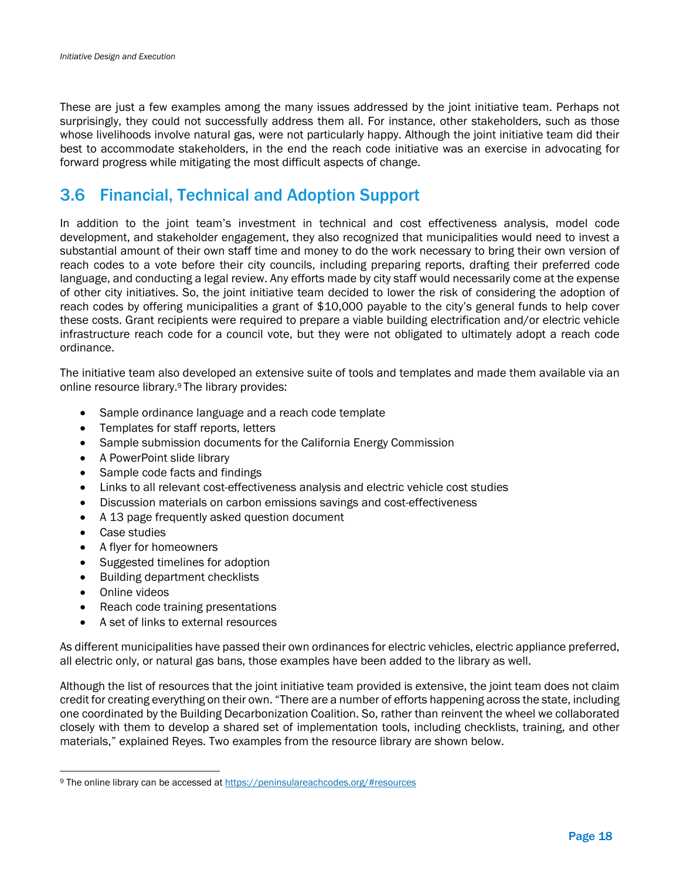These are just a few examples among the many issues addressed by the joint initiative team. Perhaps not surprisingly, they could not successfully address them all. For instance, other stakeholders, such as those whose livelihoods involve natural gas, were not particularly happy. Although the joint initiative team did their best to accommodate stakeholders, in the end the reach code initiative was an exercise in advocating for forward progress while mitigating the most difficult aspects of change.

## 3.6 Financial, Technical and Adoption Support

In addition to the joint team's investment in technical and cost effectiveness analysis, model code development, and stakeholder engagement, they also recognized that municipalities would need to invest a substantial amount of their own staff time and money to do the work necessary to bring their own version of reach codes to a vote before their city councils, including preparing reports, drafting their preferred code language, and conducting a legal review. Any efforts made by city staff would necessarily come at the expense of other city initiatives. So, the joint initiative team decided to lower the risk of considering the adoption of reach codes by offering municipalities a grant of $10,000 payable to the city's general funds to help cover these costs. Grant recipients were required to prepare a viable building electrification and/or electric vehicle infrastructure reach code for a council vote, but they were not obligated to ultimately adopt a reach code ordinance.

The initiative team also developed an extensive suite of tools and templates and made them available via an online resource library.[9] The library provides:

- Sample ordinance language and a reach code template
- Templates for staff reports, letters
- Sample submission documents for the California Energy Commission
- A PowerPoint slide library
- Sample code facts and findings
- Links to all relevant cost-effectiveness analysis and electric vehicle cost studies
- Discussion materials on carbon emissions savings and cost-effectiveness
- A 13 page frequently asked question document
- Case studies
- A flyer for homeowners
- Suggested timelines for adoption
- Building department checklists
- Online videos
- Reach code training presentations
- A set of links to external resources

As different municipalities have passed their own ordinances for electric vehicles, electric appliance preferred, all electric only, or natural gas bans, those examples have been added to the library as well.

Although the list of resources that the joint initiative team provided is extensive, the joint team does not claim credit for creating everything on their own. "There are a number of efforts happening across the state, including one coordinated by the Building Decarbonization Coalition. So, rather than reinvent the wheel we collaborated closely with them to develop a shared set of implementation tools, including checklists, training, and other materials," explained Reyes. Two examples from the resource library are shown below.

[9] The online library can be accessed at https://peninsulareachcodes.org/#resources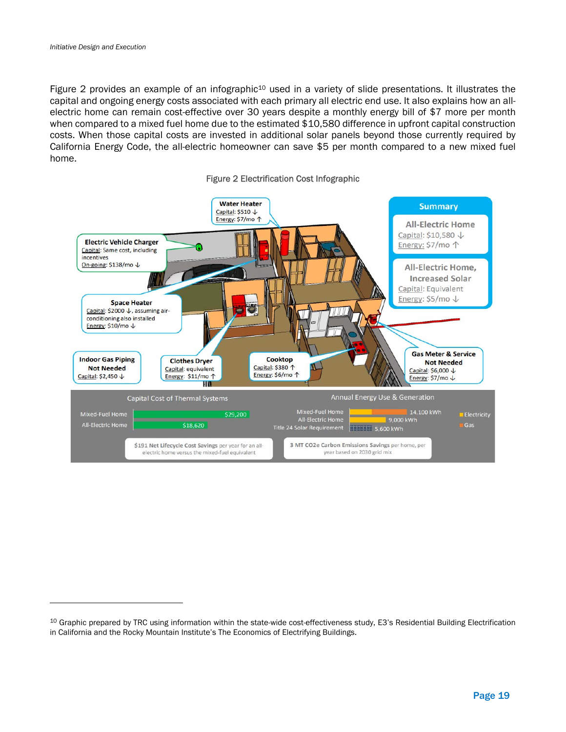Figure 2 provides an example of an infographic[10] used in a variety of slide presentations. It illustrates the capital and ongoing energy costs associated with each primary all electric end use. It also explains how an all-electric home can remain cost-effective over 30 years despite a monthly energy bill of $7 more per month when compared to a mixed fuel home due to the estimated $10,580 difference in upfront capital construction costs. When those capital costs are invested in additional solar panels beyond those currently required by California Energy Code, the all-electric homeowner can save $5 per month compared to a new mixed fuel home.

Figure 2 Electrification Cost Infographic

**Water Heater**
Capital: $510 ↓
Energy: $7/mo ↑

**Electric Vehicle Charger**
Capital: Same cost, including incentives
On-going: $138/mo ↓

**Space Heater**
Capital: $2000 ↓, assuming air-conditioning also installed
Energy: $10/mo ↓

**Indoor Gas Piping Not Needed**
Capital: $2,450 ↓

**Clothes Dryer**
Capital: equivalent
Energy: $11/mo ↑

**Cooktop**
Capital: $380 ↑
Energy: $6/mo ↑

**Gas Meter & Service Not Needed**
Capital: $6,000 ↓
Energy: $7/mo ↓

**Summary**

**All-Electric Home**
Capital: $10,580 ↓
Energy: $7/mo ↑

**All-Electric Home, Increased Solar**
Capital: Equivalent
Energy: $5/mo ↓

**Capital Cost of Thermal Systems**

| | |
|---|---|
| Mixed-Fuel Home | $29,200 |
| All-Electric Home | $18,620 |

**Annual Energy Use & Generation**

| | |
|---|---|
| Mixed-Fuel Home | 14,100 kWh |
| All-Electric Home | 9,000 kWh |
| Title 24 Solar Requirement | 5,600 kWh |

Legend: Electricity, Gas

**$191 Net Lifecycle Cost Savings** per year for an all-electric home versus the mixed-fuel equivalent

**3 MT CO2e Carbon Emissions Savings** per home, per year based on 2030 grid mix

---

[10] Graphic prepared by TRC using information within the state-wide cost-effectiveness study, E3's Residential Building Electrification in California and the Rocky Mountain Institute's The Economics of Electrifying Buildings.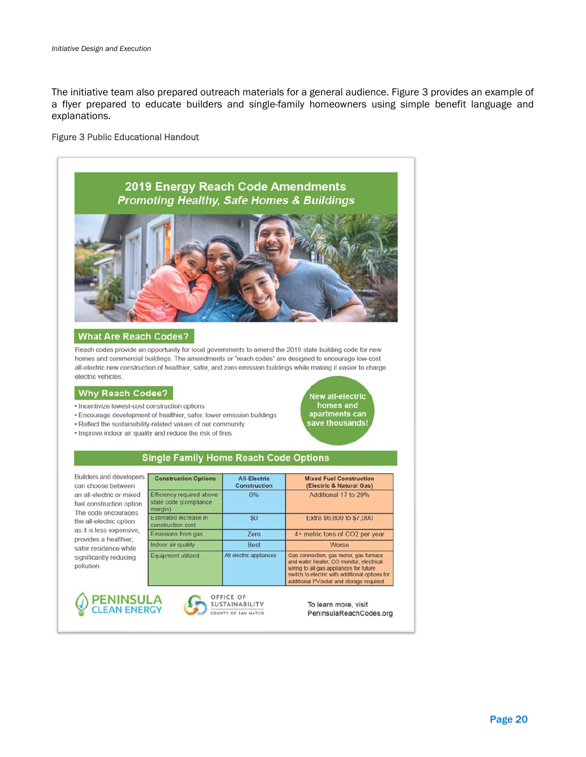The initiative team also prepared outreach materials for a general audience. Figure 3 provides an example of a flyer prepared to educate builders and single-family homeowners using simple benefit language and explanations.

Figure 3 Public Educational Handout

## 2019 Energy Reach Code Amendments
### *Promoting Healthy, Safe Homes & Buildings*

### What Are Reach Codes?

Reach codes provide an opportunity for local governments to amend the 2019 state building code for new homes and commercial buildings. The amendments or "reach codes" are designed to encourage low-cost all-electric new construction of healthier, safer, and zero emission buildings while making it easier to charge electric vehicles.

### Why Reach Codes?

- Incentivize lowest-cost construction options
- Encourage development of healthier, safer, lower emission buildings
- Reflect the sustainability-related values of our community
- Improve indoor air quality and reduce the risk of fires

**New all-electric homes and apartments can save thousands!**

### Single Family Home Reach Code Options

Builders and developers can choose between an all-electric or mixed fuel construction option. The code encourages the all-electric option as it is less expensive, provides a healthier, safer residence while significantly reducing pollution.

| Construction Options | All-Electric Construction | Mixed Fuel Construction (Electric & Natural Gas) |
|---|---|---|
| Efficiency required above state code (compliance margin) | 0% | Additional 17 to 29% |
| Estimated increase in construction cost | $0 | Extra $6,800 to $7,000 |
| Emissions from gas | Zero | 4+ metric tons of CO2 per year |
| Indoor air quality | Best | Worse |
| Equipment utilized | All electric appliances | Gas connection, gas meter, gas furnace and water heater, CO monitor, electrical wiring to all gas appliances for future switch to electric with additional options for additional PV/solar and storage required |

PENINSULA CLEAN ENERGY — OFFICE OF SUSTAINABILITY, COUNTY OF SAN MATEO

To learn more, visit PeninsulaReachCodes.org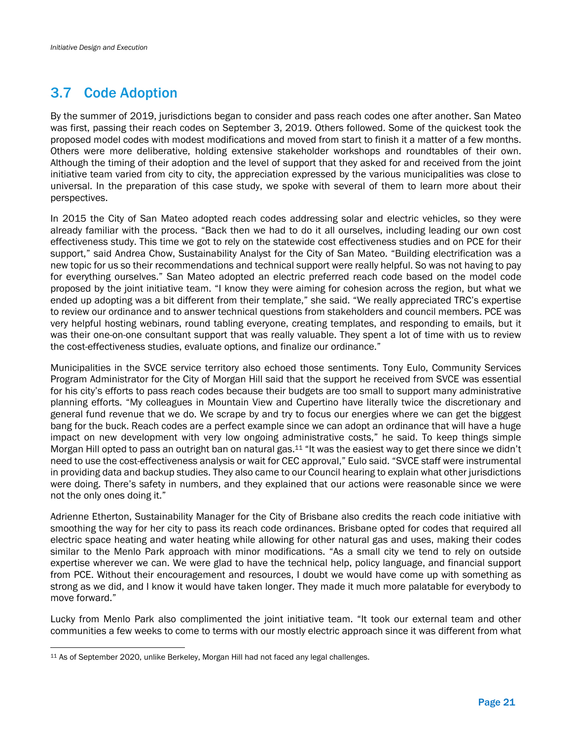## 3.7 Code Adoption

By the summer of 2019, jurisdictions began to consider and pass reach codes one after another. San Mateo was first, passing their reach codes on September 3, 2019. Others followed. Some of the quickest took the proposed model codes with modest modifications and moved from start to finish it a matter of a few months. Others were more deliberative, holding extensive stakeholder workshops and roundtables of their own. Although the timing of their adoption and the level of support that they asked for and received from the joint initiative team varied from city to city, the appreciation expressed by the various municipalities was close to universal. In the preparation of this case study, we spoke with several of them to learn more about their perspectives.

In 2015 the City of San Mateo adopted reach codes addressing solar and electric vehicles, so they were already familiar with the process. "Back then we had to do it all ourselves, including leading our own cost effectiveness study. This time we got to rely on the statewide cost effectiveness studies and on PCE for their support," said Andrea Chow, Sustainability Analyst for the City of San Mateo. "Building electrification was a new topic for us so their recommendations and technical support were really helpful. So was not having to pay for everything ourselves." San Mateo adopted an electric preferred reach code based on the model code proposed by the joint initiative team. "I know they were aiming for cohesion across the region, but what we ended up adopting was a bit different from their template," she said. "We really appreciated TRC's expertise to review our ordinance and to answer technical questions from stakeholders and council members. PCE was very helpful hosting webinars, round tabling everyone, creating templates, and responding to emails, but it was their one-on-one consultant support that was really valuable. They spent a lot of time with us to review the cost-effectiveness studies, evaluate options, and finalize our ordinance."

Municipalities in the SVCE service territory also echoed those sentiments. Tony Eulo, Community Services Program Administrator for the City of Morgan Hill said that the support he received from SVCE was essential for his city's efforts to pass reach codes because their budgets are too small to support many administrative planning efforts. "My colleagues in Mountain View and Cupertino have literally twice the discretionary and general fund revenue that we do. We scrape by and try to focus our energies where we can get the biggest bang for the buck. Reach codes are a perfect example since we can adopt an ordinance that will have a huge impact on new development with very low ongoing administrative costs," he said. To keep things simple Morgan Hill opted to pass an outright ban on natural gas.[11] "It was the easiest way to get there since we didn't need to use the cost-effectiveness analysis or wait for CEC approval," Eulo said. "SVCE staff were instrumental in providing data and backup studies. They also came to our Council hearing to explain what other jurisdictions were doing. There's safety in numbers, and they explained that our actions were reasonable since we were not the only ones doing it."

Adrienne Etherton, Sustainability Manager for the City of Brisbane also credits the reach code initiative with smoothing the way for her city to pass its reach code ordinances. Brisbane opted for codes that required all electric space heating and water heating while allowing for other natural gas and uses, making their codes similar to the Menlo Park approach with minor modifications. "As a small city we tend to rely on outside expertise wherever we can. We were glad to have the technical help, policy language, and financial support from PCE. Without their encouragement and resources, I doubt we would have come up with something as strong as we did, and I know it would have taken longer. They made it much more palatable for everybody to move forward."

Lucky from Menlo Park also complimented the joint initiative team. "It took our external team and other communities a few weeks to come to terms with our mostly electric approach since it was different from what

[11] As of September 2020, unlike Berkeley, Morgan Hill had not faced any legal challenges.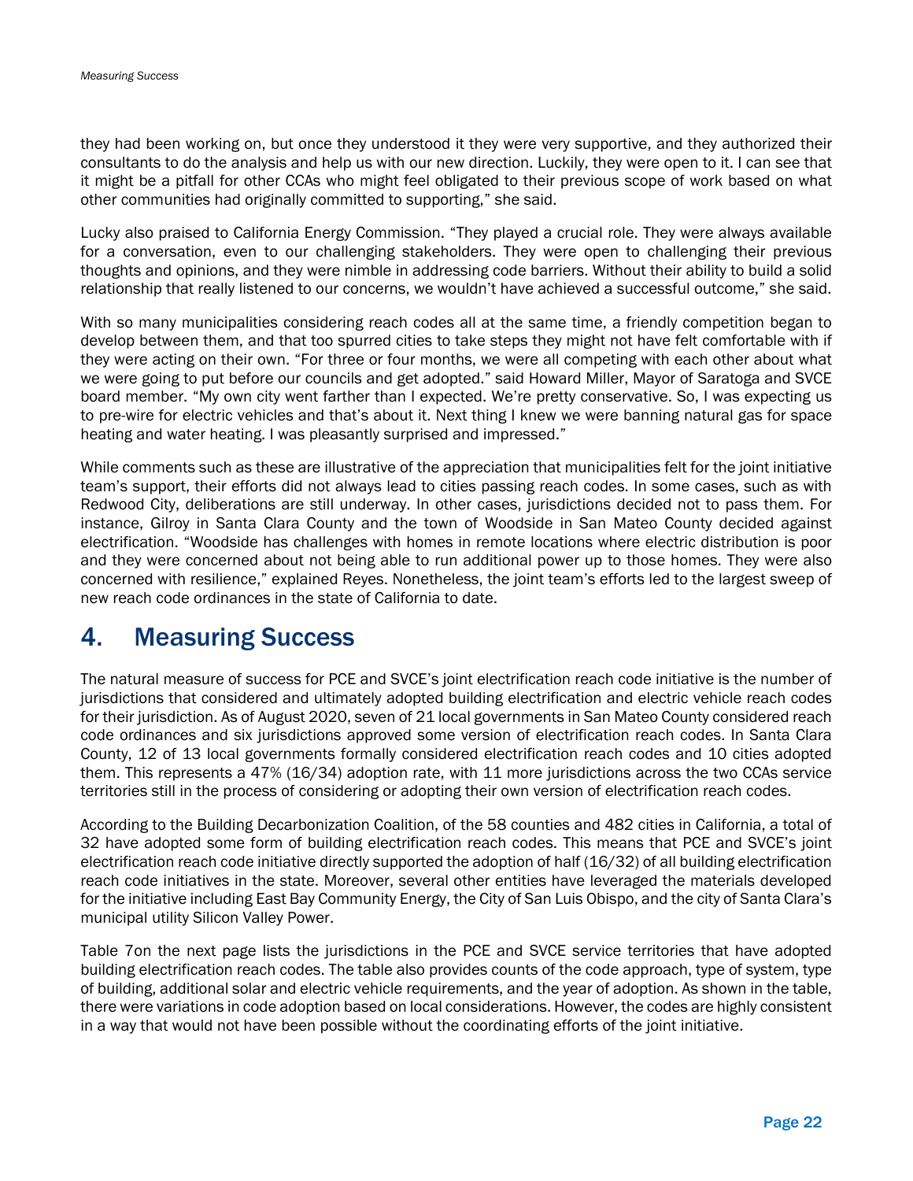they had been working on, but once they understood it they were very supportive, and they authorized their consultants to do the analysis and help us with our new direction. Luckily, they were open to it. I can see that it might be a pitfall for other CCAs who might feel obligated to their previous scope of work based on what other communities had originally committed to supporting," she said.

Lucky also praised to California Energy Commission. "They played a crucial role. They were always available for a conversation, even to our challenging stakeholders. They were open to challenging their previous thoughts and opinions, and they were nimble in addressing code barriers. Without their ability to build a solid relationship that really listened to our concerns, we wouldn't have achieved a successful outcome," she said.

With so many municipalities considering reach codes all at the same time, a friendly competition began to develop between them, and that too spurred cities to take steps they might not have felt comfortable with if they were acting on their own. "For three or four months, we were all competing with each other about what we were going to put before our councils and get adopted." said Howard Miller, Mayor of Saratoga and SVCE board member. "My own city went farther than I expected. We're pretty conservative. So, I was expecting us to pre-wire for electric vehicles and that's about it. Next thing I knew we were banning natural gas for space heating and water heating. I was pleasantly surprised and impressed."

While comments such as these are illustrative of the appreciation that municipalities felt for the joint initiative team's support, their efforts did not always lead to cities passing reach codes. In some cases, such as with Redwood City, deliberations are still underway. In other cases, jurisdictions decided not to pass them. For instance, Gilroy in Santa Clara County and the town of Woodside in San Mateo County decided against electrification. "Woodside has challenges with homes in remote locations where electric distribution is poor and they were concerned about not being able to run additional power up to those homes. They were also concerned with resilience," explained Reyes. Nonetheless, the joint team's efforts led to the largest sweep of new reach code ordinances in the state of California to date.

# 4. Measuring Success

The natural measure of success for PCE and SVCE's joint electrification reach code initiative is the number of jurisdictions that considered and ultimately adopted building electrification and electric vehicle reach codes for their jurisdiction. As of August 2020, seven of 21 local governments in San Mateo County considered reach code ordinances and six jurisdictions approved some version of electrification reach codes. In Santa Clara County, 12 of 13 local governments formally considered electrification reach codes and 10 cities adopted them. This represents a 47% (16/34) adoption rate, with 11 more jurisdictions across the two CCAs service territories still in the process of considering or adopting their own version of electrification reach codes.

According to the Building Decarbonization Coalition, of the 58 counties and 482 cities in California, a total of 32 have adopted some form of building electrification reach codes. This means that PCE and SVCE's joint electrification reach code initiative directly supported the adoption of half (16/32) of all building electrification reach code initiatives in the state. Moreover, several other entities have leveraged the materials developed for the initiative including East Bay Community Energy, the City of San Luis Obispo, and the city of Santa Clara's municipal utility Silicon Valley Power.

Table 7on the next page lists the jurisdictions in the PCE and SVCE service territories that have adopted building electrification reach codes. The table also provides counts of the code approach, type of system, type of building, additional solar and electric vehicle requirements, and the year of adoption. As shown in the table, there were variations in code adoption based on local considerations. However, the codes are highly consistent in a way that would not have been possible without the coordinating efforts of the joint initiative.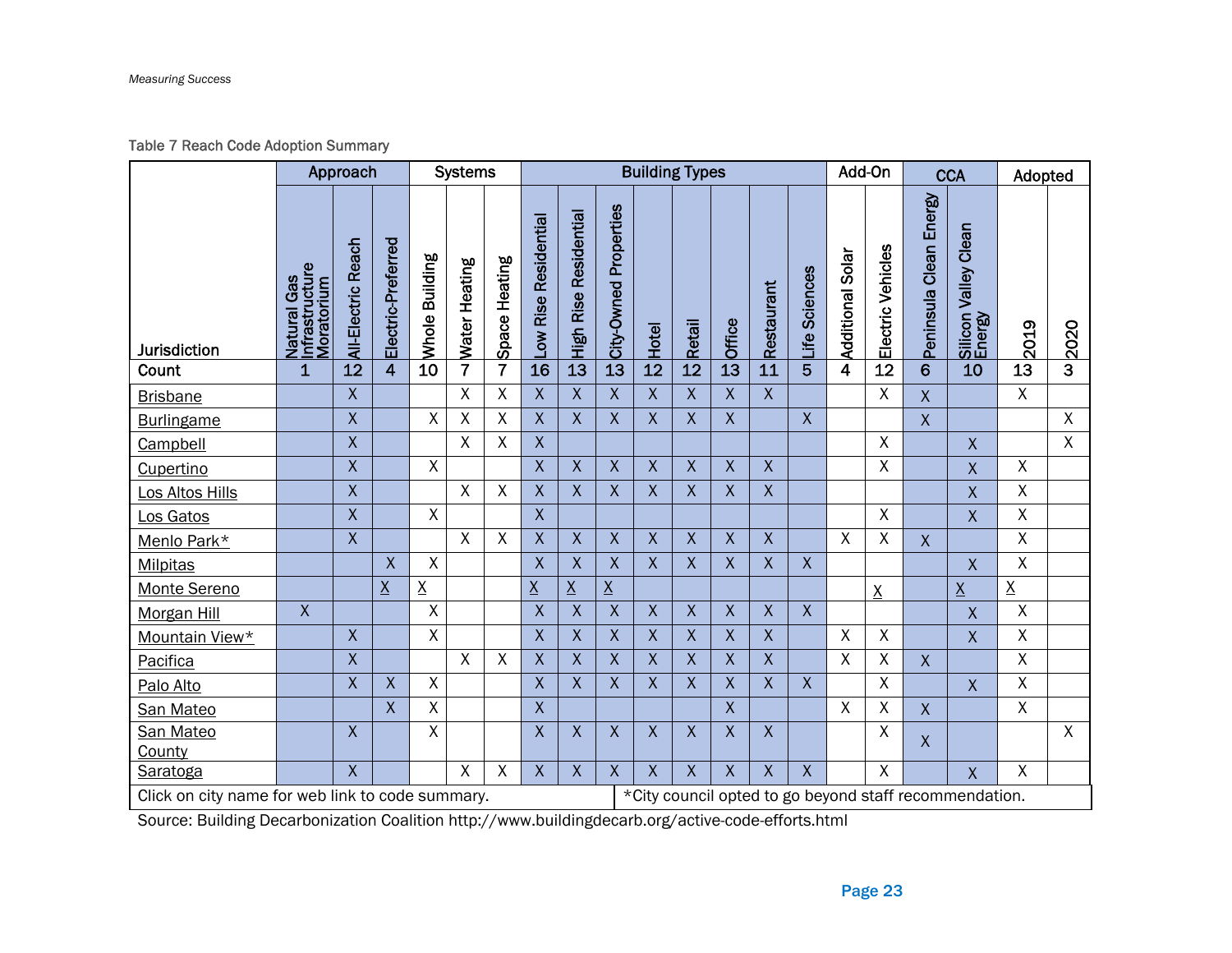Table 7 Reach Code Adoption Summary

| Jurisdiction | Approach | | | Systems | | | Building Types | | | | | | | | Add-On | | CCA | | Adopted | |
|---|---|---|---|---|---|---|---|---|---|---|---|---|---|---|---|---|---|---|---|---|
| | Natural Gas Infrastructure Moratorium | All-Electric Reach | Electric-Preferred | Whole Building | Water Heating | Space Heating | Low Rise Residential | High Rise Residential | City-Owned Properties | Hotel | Retail | Office | Restaurant | Life Sciences | Additional Solar | Electric Vehicles | Peninsula Clean Energy | Silicon Valley Clean Energy | 2019 | 2020 |
| Count | 1 | 12 | 4 | 10 | 7 | 7 | 16 | 13 | 13 | 12 | 12 | 13 | 11 | 5 | 4 | 12 | 6 | 10 | 13 | 3 |
| Brisbane | | X | | | X | X | X | X | X | X | X | X | X | | | X | X | | X | |
| Burlingame | | X | | X | X | X | X | X | X | X | X | X | | X | | | X | | | X |
| Campbell | | X | | | X | X | X | | | | | | | | | X | | X | | X |
| Cupertino | | X | | X | | | X | X | X | X | X | X | X | | | X | | X | X | |
| Los Altos Hills | | X | | | X | X | X | X | X | X | X | X | X | | | | | X | X | |
| Los Gatos | | X | | X | | | X | | | | | | | | | X | | X | X | |
| Menlo Park* | | X | | | X | X | X | X | X | X | X | X | X | | X | X | X | | X | |
| Milpitas | | | X | X | | | X | X | X | X | X | X | X | X | | | | X | X | |
| Monte Sereno | | | X | X | | | X | X | X | | | | | | | X | | X | X | |
| Morgan Hill | X | | | X | | | X | X | X | X | X | X | X | X | | | | X | X | |
| Mountain View* | | X | | X | | | X | X | X | X | X | X | X | | X | X | | X | X | |
| Pacifica | | X | | | X | X | X | X | X | X | X | X | X | | X | X | X | | X | |
| Palo Alto | | X | X | X | | | X | X | X | X | X | X | X | X | | X | | X | X | |
| San Mateo | | | X | X | | | X | | | | | X | | | X | X | X | | X | |
| San Mateo County | | X | | X | | | X | X | X | X | X | X | X | | | X | X | | | X |
| Saratoga | | X | | | X | X | X | X | X | X | X | X | X | X | | X | | X | X | |

Click on city name for web link to code summary.

*City council opted to go beyond staff recommendation.

Source: Building Decarbonization Coalition http://www.buildingdecarb.org/active-code-efforts.html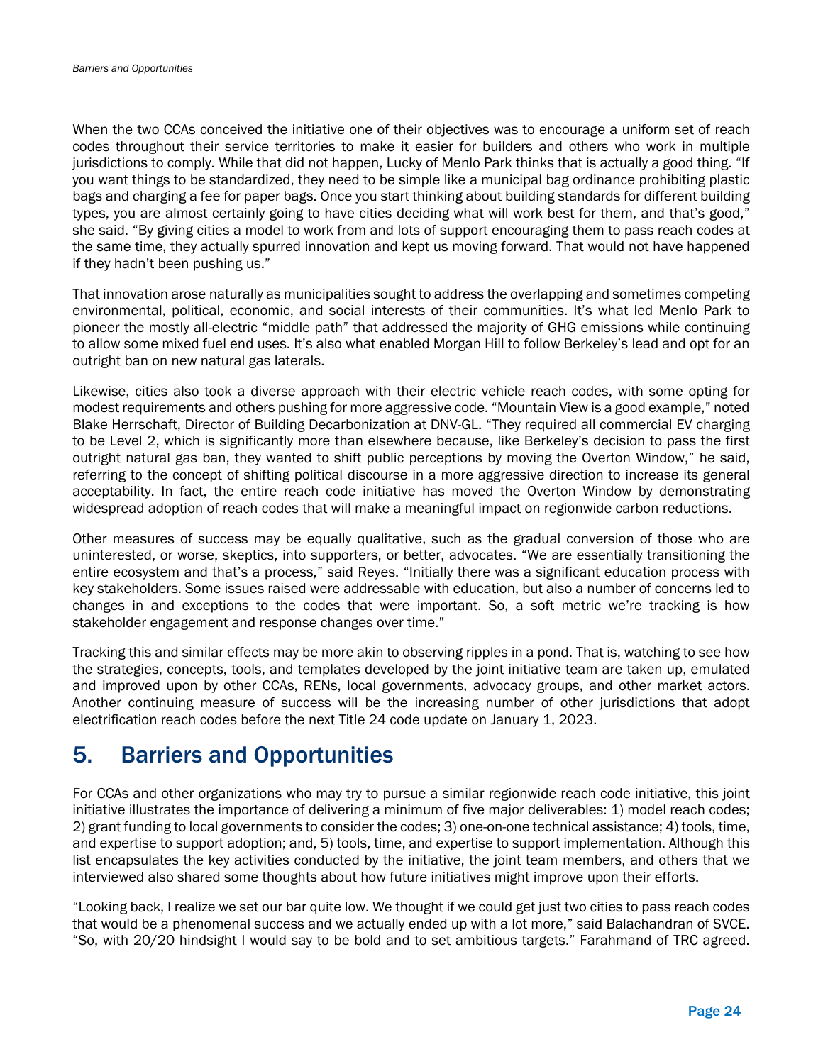When the two CCAs conceived the initiative one of their objectives was to encourage a uniform set of reach codes throughout their service territories to make it easier for builders and others who work in multiple jurisdictions to comply. While that did not happen, Lucky of Menlo Park thinks that is actually a good thing. “If you want things to be standardized, they need to be simple like a municipal bag ordinance prohibiting plastic bags and charging a fee for paper bags. Once you start thinking about building standards for different building types, you are almost certainly going to have cities deciding what will work best for them, and that’s good,” she said. “By giving cities a model to work from and lots of support encouraging them to pass reach codes at the same time, they actually spurred innovation and kept us moving forward. That would not have happened if they hadn’t been pushing us.”

That innovation arose naturally as municipalities sought to address the overlapping and sometimes competing environmental, political, economic, and social interests of their communities. It’s what led Menlo Park to pioneer the mostly all-electric “middle path” that addressed the majority of GHG emissions while continuing to allow some mixed fuel end uses. It’s also what enabled Morgan Hill to follow Berkeley’s lead and opt for an outright ban on new natural gas laterals.

Likewise, cities also took a diverse approach with their electric vehicle reach codes, with some opting for modest requirements and others pushing for more aggressive code. “Mountain View is a good example,” noted Blake Herrschaft, Director of Building Decarbonization at DNV-GL. “They required all commercial EV charging to be Level 2, which is significantly more than elsewhere because, like Berkeley’s decision to pass the first outright natural gas ban, they wanted to shift public perceptions by moving the Overton Window,” he said, referring to the concept of shifting political discourse in a more aggressive direction to increase its general acceptability. In fact, the entire reach code initiative has moved the Overton Window by demonstrating widespread adoption of reach codes that will make a meaningful impact on regionwide carbon reductions.

Other measures of success may be equally qualitative, such as the gradual conversion of those who are uninterested, or worse, skeptics, into supporters, or better, advocates. “We are essentially transitioning the entire ecosystem and that’s a process,” said Reyes. “Initially there was a significant education process with key stakeholders. Some issues raised were addressable with education, but also a number of concerns led to changes in and exceptions to the codes that were important. So, a soft metric we’re tracking is how stakeholder engagement and response changes over time.”

Tracking this and similar effects may be more akin to observing ripples in a pond. That is, watching to see how the strategies, concepts, tools, and templates developed by the joint initiative team are taken up, emulated and improved upon by other CCAs, RENs, local governments, advocacy groups, and other market actors. Another continuing measure of success will be the increasing number of other jurisdictions that adopt electrification reach codes before the next Title 24 code update on January 1, 2023.

# 5. Barriers and Opportunities

For CCAs and other organizations who may try to pursue a similar regionwide reach code initiative, this joint initiative illustrates the importance of delivering a minimum of five major deliverables: 1) model reach codes; 2) grant funding to local governments to consider the codes; 3) one-on-one technical assistance; 4) tools, time, and expertise to support adoption; and, 5) tools, time, and expertise to support implementation. Although this list encapsulates the key activities conducted by the initiative, the joint team members, and others that we interviewed also shared some thoughts about how future initiatives might improve upon their efforts.

“Looking back, I realize we set our bar quite low. We thought if we could get just two cities to pass reach codes that would be a phenomenal success and we actually ended up with a lot more,” said Balachandran of SVCE. “So, with 20/20 hindsight I would say to be bold and to set ambitious targets.” Farahmand of TRC agreed.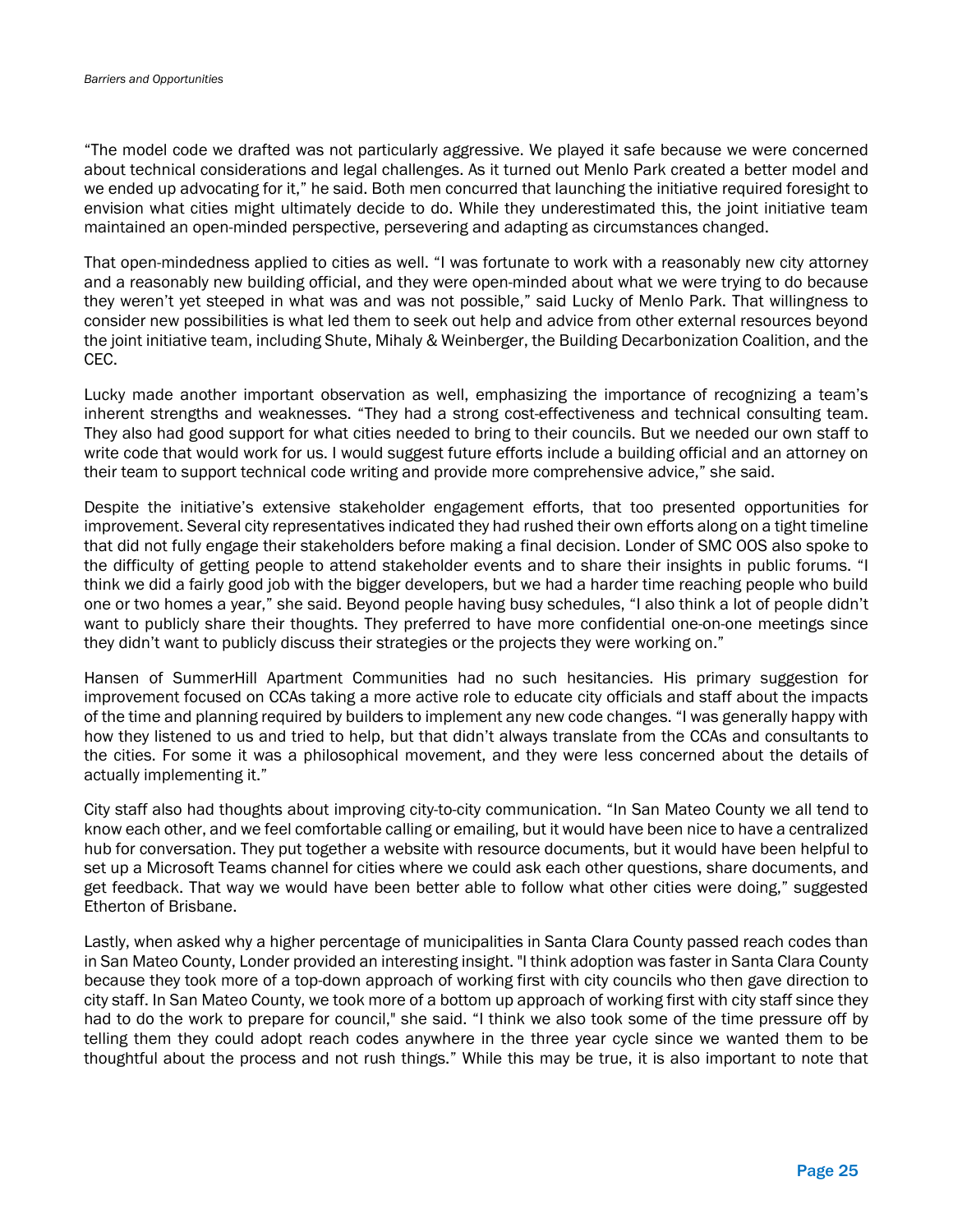"The model code we drafted was not particularly aggressive. We played it safe because we were concerned about technical considerations and legal challenges. As it turned out Menlo Park created a better model and we ended up advocating for it," he said. Both men concurred that launching the initiative required foresight to envision what cities might ultimately decide to do. While they underestimated this, the joint initiative team maintained an open-minded perspective, persevering and adapting as circumstances changed.

That open-mindedness applied to cities as well. "I was fortunate to work with a reasonably new city attorney and a reasonably new building official, and they were open-minded about what we were trying to do because they weren't yet steeped in what was and was not possible," said Lucky of Menlo Park. That willingness to consider new possibilities is what led them to seek out help and advice from other external resources beyond the joint initiative team, including Shute, Mihaly & Weinberger, the Building Decarbonization Coalition, and the CEC.

Lucky made another important observation as well, emphasizing the importance of recognizing a team's inherent strengths and weaknesses. "They had a strong cost-effectiveness and technical consulting team. They also had good support for what cities needed to bring to their councils. But we needed our own staff to write code that would work for us. I would suggest future efforts include a building official and an attorney on their team to support technical code writing and provide more comprehensive advice," she said.

Despite the initiative's extensive stakeholder engagement efforts, that too presented opportunities for improvement. Several city representatives indicated they had rushed their own efforts along on a tight timeline that did not fully engage their stakeholders before making a final decision. Londer of SMC OOS also spoke to the difficulty of getting people to attend stakeholder events and to share their insights in public forums. "I think we did a fairly good job with the bigger developers, but we had a harder time reaching people who build one or two homes a year," she said. Beyond people having busy schedules, "I also think a lot of people didn't want to publicly share their thoughts. They preferred to have more confidential one-on-one meetings since they didn't want to publicly discuss their strategies or the projects they were working on."

Hansen of SummerHill Apartment Communities had no such hesitancies. His primary suggestion for improvement focused on CCAs taking a more active role to educate city officials and staff about the impacts of the time and planning required by builders to implement any new code changes. "I was generally happy with how they listened to us and tried to help, but that didn't always translate from the CCAs and consultants to the cities. For some it was a philosophical movement, and they were less concerned about the details of actually implementing it."

City staff also had thoughts about improving city-to-city communication. "In San Mateo County we all tend to know each other, and we feel comfortable calling or emailing, but it would have been nice to have a centralized hub for conversation. They put together a website with resource documents, but it would have been helpful to set up a Microsoft Teams channel for cities where we could ask each other questions, share documents, and get feedback. That way we would have been better able to follow what other cities were doing," suggested Etherton of Brisbane.

Lastly, when asked why a higher percentage of municipalities in Santa Clara County passed reach codes than in San Mateo County, Londer provided an interesting insight. "I think adoption was faster in Santa Clara County because they took more of a top-down approach of working first with city councils who then gave direction to city staff. In San Mateo County, we took more of a bottom up approach of working first with city staff since they had to do the work to prepare for council," she said. "I think we also took some of the time pressure off by telling them they could adopt reach codes anywhere in the three year cycle since we wanted them to be thoughtful about the process and not rush things." While this may be true, it is also important to note that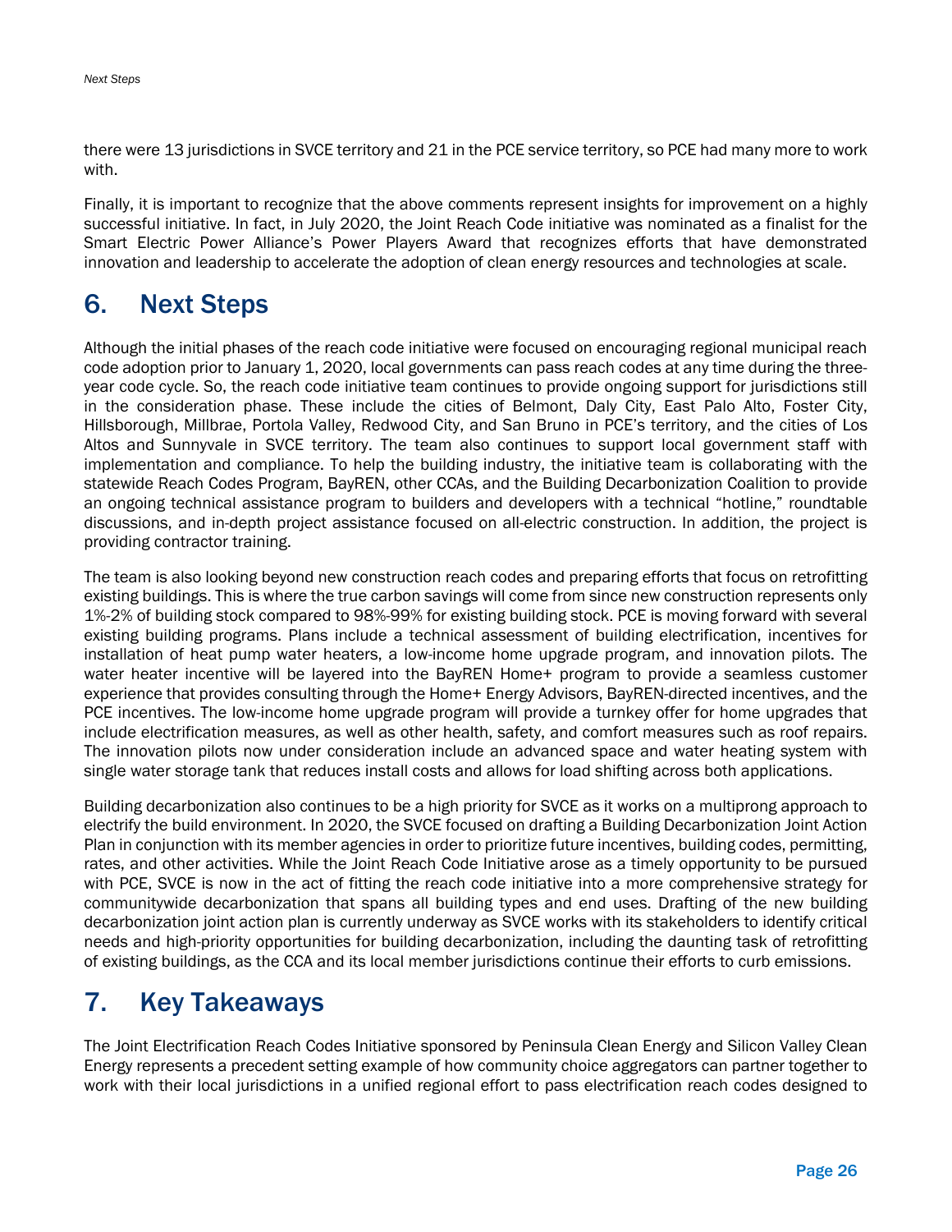there were 13 jurisdictions in SVCE territory and 21 in the PCE service territory, so PCE had many more to work with.

Finally, it is important to recognize that the above comments represent insights for improvement on a highly successful initiative. In fact, in July 2020, the Joint Reach Code initiative was nominated as a finalist for the Smart Electric Power Alliance's Power Players Award that recognizes efforts that have demonstrated innovation and leadership to accelerate the adoption of clean energy resources and technologies at scale.

# 6. Next Steps

Although the initial phases of the reach code initiative were focused on encouraging regional municipal reach code adoption prior to January 1, 2020, local governments can pass reach codes at any time during the three-year code cycle. So, the reach code initiative team continues to provide ongoing support for jurisdictions still in the consideration phase. These include the cities of Belmont, Daly City, East Palo Alto, Foster City, Hillsborough, Millbrae, Portola Valley, Redwood City, and San Bruno in PCE's territory, and the cities of Los Altos and Sunnyvale in SVCE territory. The team also continues to support local government staff with implementation and compliance. To help the building industry, the initiative team is collaborating with the statewide Reach Codes Program, BayREN, other CCAs, and the Building Decarbonization Coalition to provide an ongoing technical assistance program to builders and developers with a technical "hotline," roundtable discussions, and in-depth project assistance focused on all-electric construction. In addition, the project is providing contractor training.

The team is also looking beyond new construction reach codes and preparing efforts that focus on retrofitting existing buildings. This is where the true carbon savings will come from since new construction represents only 1%-2% of building stock compared to 98%-99% for existing building stock. PCE is moving forward with several existing building programs. Plans include a technical assessment of building electrification, incentives for installation of heat pump water heaters, a low-income home upgrade program, and innovation pilots. The water heater incentive will be layered into the BayREN Home+ program to provide a seamless customer experience that provides consulting through the Home+ Energy Advisors, BayREN-directed incentives, and the PCE incentives. The low-income home upgrade program will provide a turnkey offer for home upgrades that include electrification measures, as well as other health, safety, and comfort measures such as roof repairs. The innovation pilots now under consideration include an advanced space and water heating system with single water storage tank that reduces install costs and allows for load shifting across both applications.

Building decarbonization also continues to be a high priority for SVCE as it works on a multiprong approach to electrify the build environment. In 2020, the SVCE focused on drafting a Building Decarbonization Joint Action Plan in conjunction with its member agencies in order to prioritize future incentives, building codes, permitting, rates, and other activities. While the Joint Reach Code Initiative arose as a timely opportunity to be pursued with PCE, SVCE is now in the act of fitting the reach code initiative into a more comprehensive strategy for communitywide decarbonization that spans all building types and end uses. Drafting of the new building decarbonization joint action plan is currently underway as SVCE works with its stakeholders to identify critical needs and high-priority opportunities for building decarbonization, including the daunting task of retrofitting of existing buildings, as the CCA and its local member jurisdictions continue their efforts to curb emissions.

# 7. Key Takeaways

The Joint Electrification Reach Codes Initiative sponsored by Peninsula Clean Energy and Silicon Valley Clean Energy represents a precedent setting example of how community choice aggregators can partner together to work with their local jurisdictions in a unified regional effort to pass electrification reach codes designed to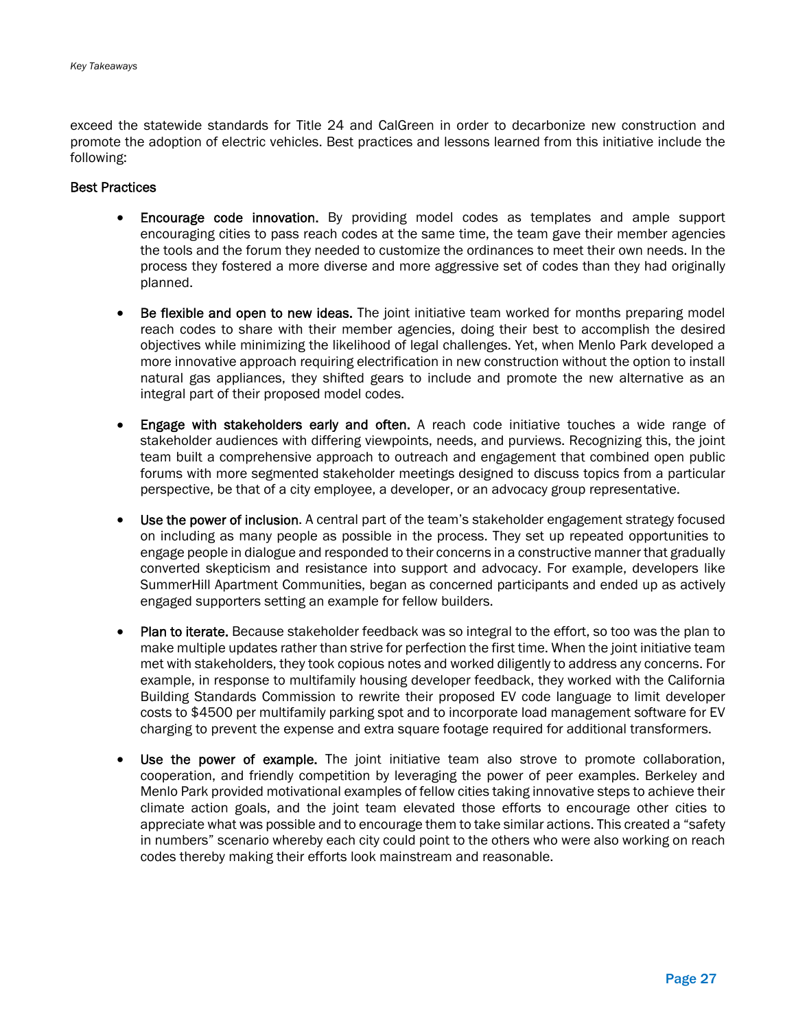exceed the statewide standards for Title 24 and CalGreen in order to decarbonize new construction and promote the adoption of electric vehicles. Best practices and lessons learned from this initiative include the following:

### Best Practices

- **Encourage code innovation.** By providing model codes as templates and ample support encouraging cities to pass reach codes at the same time, the team gave their member agencies the tools and the forum they needed to customize the ordinances to meet their own needs. In the process they fostered a more diverse and more aggressive set of codes than they had originally planned.

- **Be flexible and open to new ideas.** The joint initiative team worked for months preparing model reach codes to share with their member agencies, doing their best to accomplish the desired objectives while minimizing the likelihood of legal challenges. Yet, when Menlo Park developed a more innovative approach requiring electrification in new construction without the option to install natural gas appliances, they shifted gears to include and promote the new alternative as an integral part of their proposed model codes.

- **Engage with stakeholders early and often.** A reach code initiative touches a wide range of stakeholder audiences with differing viewpoints, needs, and purviews. Recognizing this, the joint team built a comprehensive approach to outreach and engagement that combined open public forums with more segmented stakeholder meetings designed to discuss topics from a particular perspective, be that of a city employee, a developer, or an advocacy group representative.

- **Use the power of inclusion.** A central part of the team's stakeholder engagement strategy focused on including as many people as possible in the process. They set up repeated opportunities to engage people in dialogue and responded to their concerns in a constructive manner that gradually converted skepticism and resistance into support and advocacy. For example, developers like SummerHill Apartment Communities, began as concerned participants and ended up as actively engaged supporters setting an example for fellow builders.

- **Plan to iterate.** Because stakeholder feedback was so integral to the effort, so too was the plan to make multiple updates rather than strive for perfection the first time. When the joint initiative team met with stakeholders, they took copious notes and worked diligently to address any concerns. For example, in response to multifamily housing developer feedback, they worked with the California Building Standards Commission to rewrite their proposed EV code language to limit developer costs to $4500 per multifamily parking spot and to incorporate load management software for EV charging to prevent the expense and extra square footage required for additional transformers.

- **Use the power of example.** The joint initiative team also strove to promote collaboration, cooperation, and friendly competition by leveraging the power of peer examples. Berkeley and Menlo Park provided motivational examples of fellow cities taking innovative steps to achieve their climate action goals, and the joint team elevated those efforts to encourage other cities to appreciate what was possible and to encourage them to take similar actions. This created a "safety in numbers" scenario whereby each city could point to the others who were also working on reach codes thereby making their efforts look mainstream and reasonable.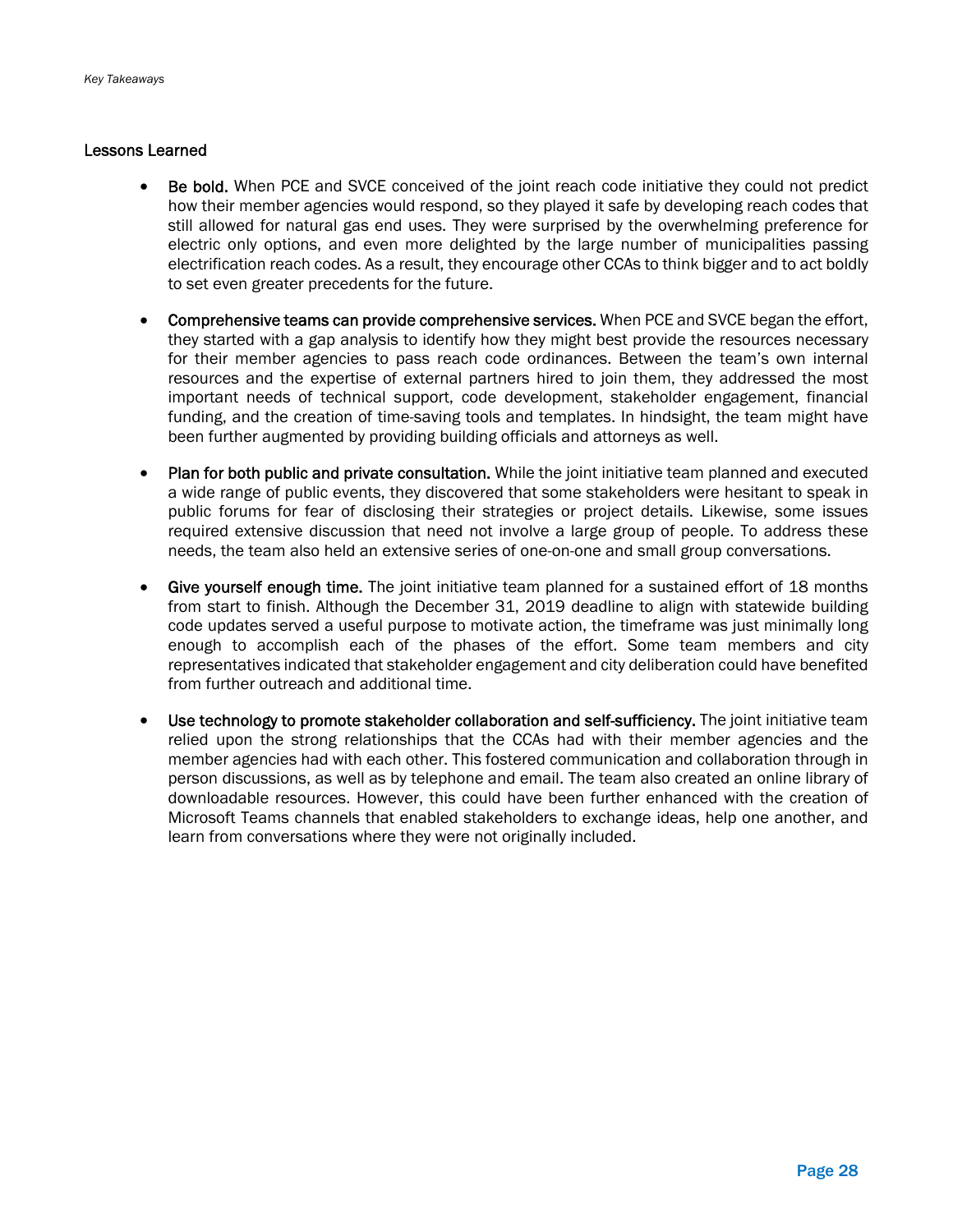## Lessons Learned

- **Be bold.** When PCE and SVCE conceived of the joint reach code initiative they could not predict how their member agencies would respond, so they played it safe by developing reach codes that still allowed for natural gas end uses. They were surprised by the overwhelming preference for electric only options, and even more delighted by the large number of municipalities passing electrification reach codes. As a result, they encourage other CCAs to think bigger and to act boldly to set even greater precedents for the future.

- **Comprehensive teams can provide comprehensive services.** When PCE and SVCE began the effort, they started with a gap analysis to identify how they might best provide the resources necessary for their member agencies to pass reach code ordinances. Between the team's own internal resources and the expertise of external partners hired to join them, they addressed the most important needs of technical support, code development, stakeholder engagement, financial funding, and the creation of time-saving tools and templates. In hindsight, the team might have been further augmented by providing building officials and attorneys as well.

- **Plan for both public and private consultation.** While the joint initiative team planned and executed a wide range of public events, they discovered that some stakeholders were hesitant to speak in public forums for fear of disclosing their strategies or project details. Likewise, some issues required extensive discussion that need not involve a large group of people. To address these needs, the team also held an extensive series of one-on-one and small group conversations.

- **Give yourself enough time.** The joint initiative team planned for a sustained effort of 18 months from start to finish. Although the December 31, 2019 deadline to align with statewide building code updates served a useful purpose to motivate action, the timeframe was just minimally long enough to accomplish each of the phases of the effort. Some team members and city representatives indicated that stakeholder engagement and city deliberation could have benefited from further outreach and additional time.

- **Use technology to promote stakeholder collaboration and self-sufficiency.** The joint initiative team relied upon the strong relationships that the CCAs had with their member agencies and the member agencies had with each other. This fostered communication and collaboration through in person discussions, as well as by telephone and email. The team also created an online library of downloadable resources. However, this could have been further enhanced with the creation of Microsoft Teams channels that enabled stakeholders to exchange ideas, help one another, and learn from conversations where they were not originally included.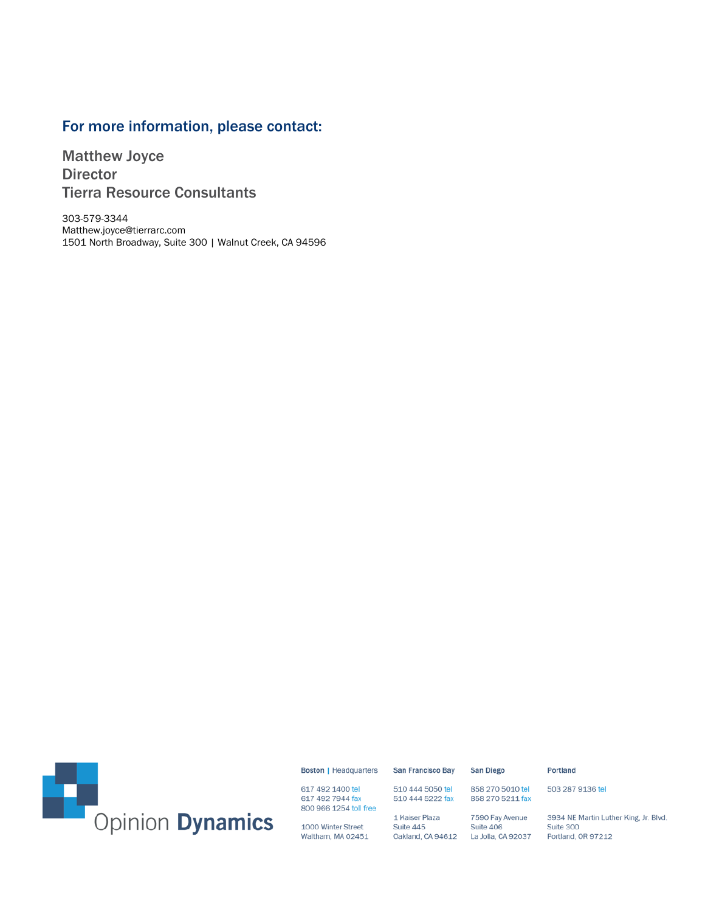## For more information, please contact:

**Matthew Joyce**
**Director**
**Tierra Resource Consultants**

303-579-3344
Matthew.joyce@tierrarc.com
1501 North Broadway, Suite 300 | Walnut Creek, CA 94596

Opinion **Dynamics**

**Boston** | Headquarters

617 492 1400 tel
617 492 7944 fax
800 966 1254 toll free

1000 Winter Street
Waltham, MA 02451

**San Francisco Bay**

510 444 5050 tel
510 444 5222 fax

1 Kaiser Plaza
Suite 445
Oakland, CA 94612

**San Diego**

858 270 5010 tel
858 270 5211 fax

7590 Fay Avenue
Suite 406
La Jolla, CA 92037

**Portland**

503 287 9136 tel

3934 NE Martin Luther King, Jr. Blvd.
Suite 300
Portland, OR 97212